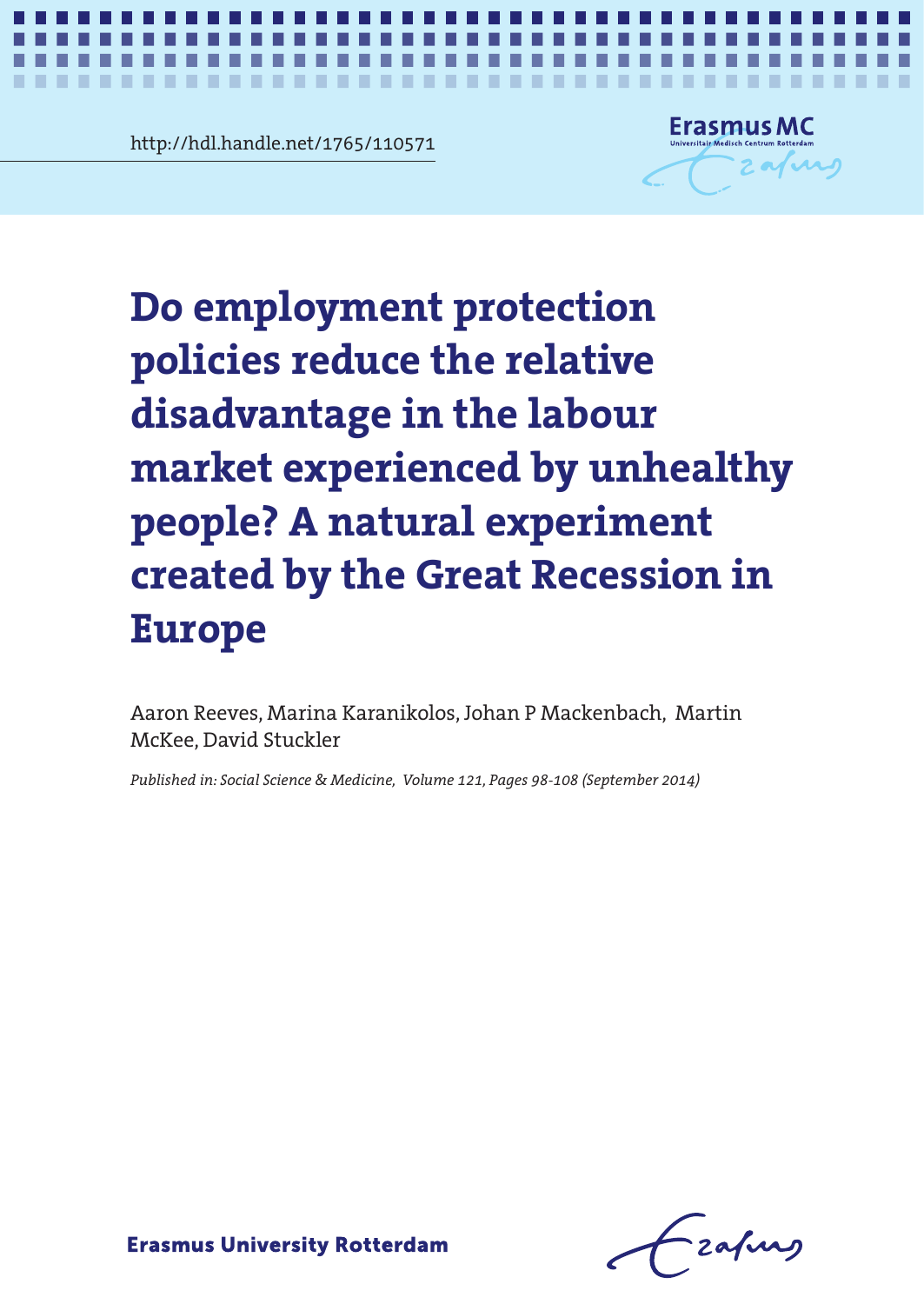http://hdl.handle.net/1765/110571

# Do employment protection policies reduce the relative disadvantage in the labour market experienced by unhealthy people? A natural experiment created by the Great Recession in Europe

Aaron Reeves, Marina Karanikolos, Johan P Mackenbach, Martin McKee, David Stuckler

*Published in: Social Science & Medicine, Volume 121, Pages 98-108 (September 2014)*

**Erasmus University Rotterdam**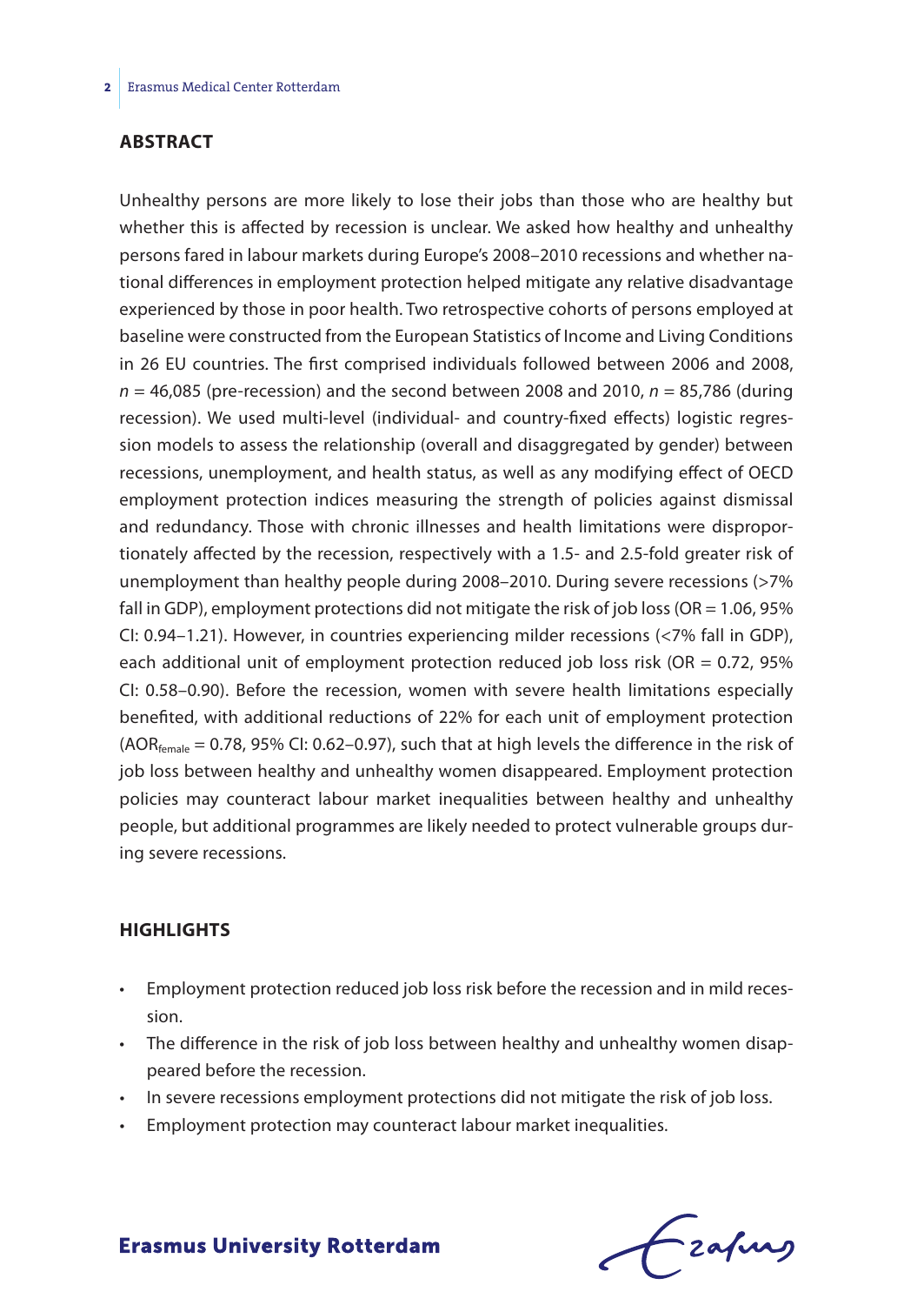## ABSTRACT

Unhealthy persons are more likely to lose their jobs than those who are healthy but whether this is affected by recession is unclear. We asked how healthy and unhealthy persons fared in labour markets during Europe's 2008–2010 recessions and whether national differences in employment protection helped mitigate any relative disadvantage experienced by those in poor health. Two retrospective cohorts of persons employed at baseline were constructed from the European Statistics of Income and Living Conditions in 26 EU countries. The first comprised individuals followed between 2006 and 2008, $n = 46{,}085$ (pre-recession) and the second between 2008 and 2010, $n = 85{,}786$ (during recession). We used multi-level (individual- and country-fixed effects) logistic regression models to assess the relationship (overall and disaggregated by gender) between recessions, unemployment, and health status, as well as any modifying effect of OECD employment protection indices measuring the strength of policies against dismissal and redundancy. Those with chronic illnesses and health limitations were disproportionately affected by the recession, respectively with a 1.5- and 2.5-fold greater risk of unemployment than healthy people during 2008–2010. During severe recessions (>7% fall in GDP), employment protections did not mitigate the risk of job loss (OR = 1.06, 95% CI: 0.94–1.21). However, in countries experiencing milder recessions (<7% fall in GDP), each additional unit of employment protection reduced job loss risk (OR = 0.72, 95% CI: 0.58–0.90). Before the recession, women with severe health limitations especially benefited, with additional reductions of 22% for each unit of employment protection ($AOR_{female} = 0.78$, 95% CI: 0.62–0.97), such that at high levels the difference in the risk of job loss between healthy and unhealthy women disappeared. Employment protection policies may counteract labour market inequalities between healthy and unhealthy people, but additional programmes are likely needed to protect vulnerable groups during severe recessions.

## HIGHLIGHTS

- Employment protection reduced job loss risk before the recession and in mild recession.
- The difference in the risk of job loss between healthy and unhealthy women disappeared before the recession.
- In severe recessions employment protections did not mitigate the risk of job loss.
- Employment protection may counteract labour market inequalities.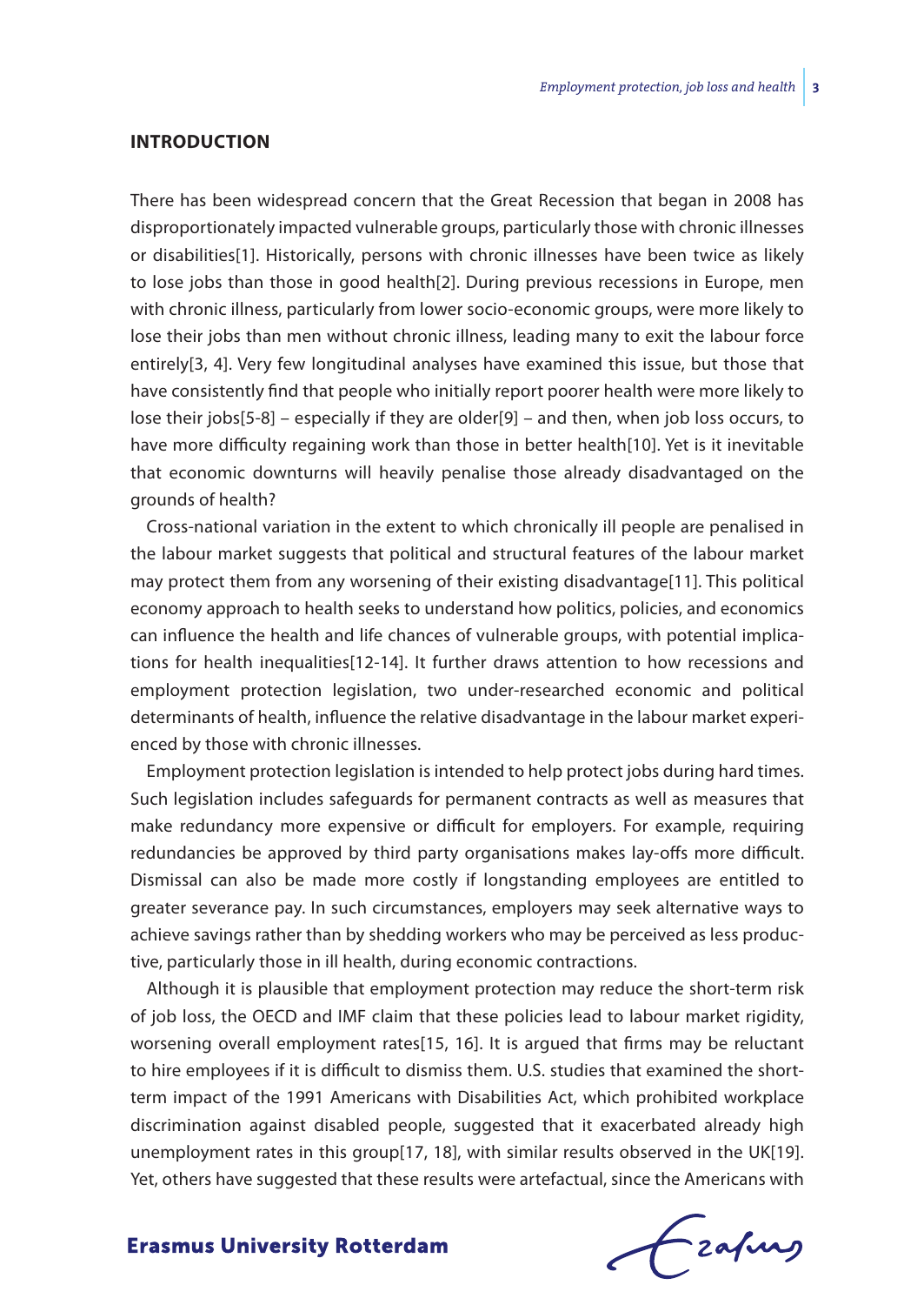## INTRODUCTION

There has been widespread concern that the Great Recession that began in 2008 has disproportionately impacted vulnerable groups, particularly those with chronic illnesses or disabilities[1]. Historically, persons with chronic illnesses have been twice as likely to lose jobs than those in good health[2]. During previous recessions in Europe, men with chronic illness, particularly from lower socio-economic groups, were more likely to lose their jobs than men without chronic illness, leading many to exit the labour force entirely[3, 4]. Very few longitudinal analyses have examined this issue, but those that have consistently find that people who initially report poorer health were more likely to lose their jobs[5-8] – especially if they are older[9] – and then, when job loss occurs, to have more difficulty regaining work than those in better health[10]. Yet is it inevitable that economic downturns will heavily penalise those already disadvantaged on the grounds of health?

Cross-national variation in the extent to which chronically ill people are penalised in the labour market suggests that political and structural features of the labour market may protect them from any worsening of their existing disadvantage[11]. This political economy approach to health seeks to understand how politics, policies, and economics can influence the health and life chances of vulnerable groups, with potential implications for health inequalities[12-14]. It further draws attention to how recessions and employment protection legislation, two under-researched economic and political determinants of health, influence the relative disadvantage in the labour market experienced by those with chronic illnesses.

Employment protection legislation is intended to help protect jobs during hard times. Such legislation includes safeguards for permanent contracts as well as measures that make redundancy more expensive or difficult for employers. For example, requiring redundancies be approved by third party organisations makes lay-offs more difficult. Dismissal can also be made more costly if longstanding employees are entitled to greater severance pay. In such circumstances, employers may seek alternative ways to achieve savings rather than by shedding workers who may be perceived as less productive, particularly those in ill health, during economic contractions.

Although it is plausible that employment protection may reduce the short-term risk of job loss, the OECD and IMF claim that these policies lead to labour market rigidity, worsening overall employment rates[15, 16]. It is argued that firms may be reluctant to hire employees if it is difficult to dismiss them. U.S. studies that examined the short-term impact of the 1991 Americans with Disabilities Act, which prohibited workplace discrimination against disabled people, suggested that it exacerbated already high unemployment rates in this group[17, 18], with similar results observed in the UK[19]. Yet, others have suggested that these results were artefactual, since the Americans with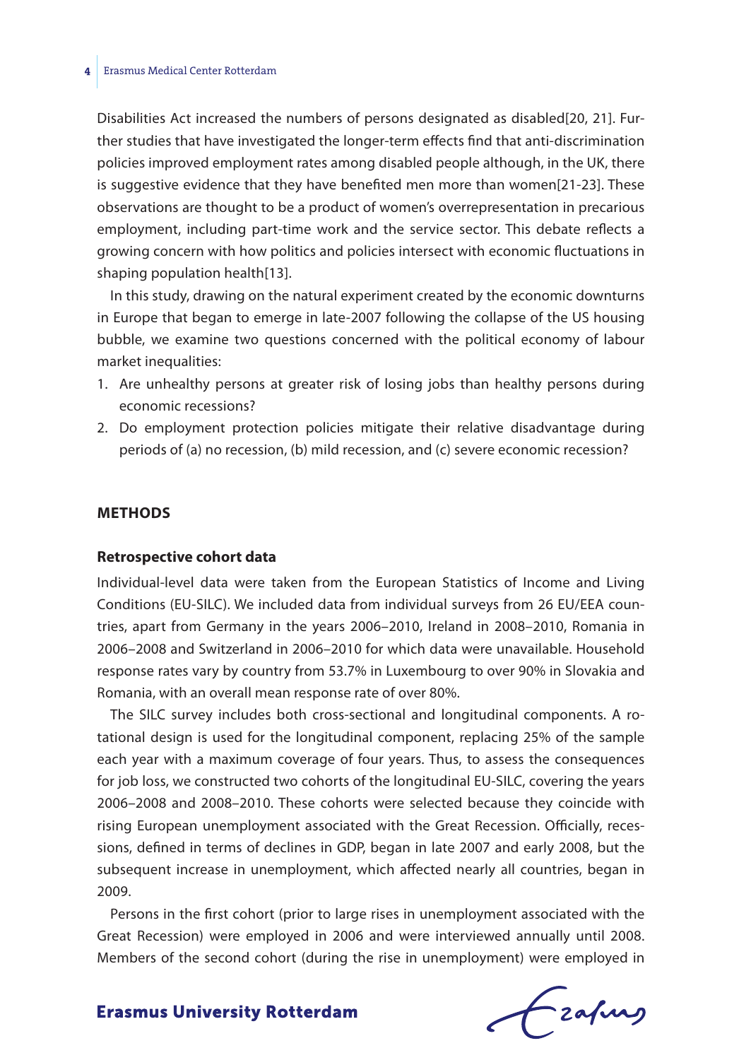Disabilities Act increased the numbers of persons designated as disabled[20, 21]. Further studies that have investigated the longer-term effects find that anti-discrimination policies improved employment rates among disabled people although, in the UK, there is suggestive evidence that they have benefited men more than women[21-23]. These observations are thought to be a product of women's overrepresentation in precarious employment, including part-time work and the service sector. This debate reflects a growing concern with how politics and policies intersect with economic fluctuations in shaping population health[13].

In this study, drawing on the natural experiment created by the economic downturns in Europe that began to emerge in late-2007 following the collapse of the US housing bubble, we examine two questions concerned with the political economy of labour market inequalities:

1. Are unhealthy persons at greater risk of losing jobs than healthy persons during economic recessions?
2. Do employment protection policies mitigate their relative disadvantage during periods of (a) no recession, (b) mild recession, and (c) severe economic recession?

## METHODS

### Retrospective cohort data

Individual-level data were taken from the European Statistics of Income and Living Conditions (EU-SILC). We included data from individual surveys from 26 EU/EEA countries, apart from Germany in the years 2006–2010, Ireland in 2008–2010, Romania in 2006–2008 and Switzerland in 2006–2010 for which data were unavailable. Household response rates vary by country from 53.7% in Luxembourg to over 90% in Slovakia and Romania, with an overall mean response rate of over 80%.

The SILC survey includes both cross-sectional and longitudinal components. A rotational design is used for the longitudinal component, replacing 25% of the sample each year with a maximum coverage of four years. Thus, to assess the consequences for job loss, we constructed two cohorts of the longitudinal EU-SILC, covering the years 2006–2008 and 2008–2010. These cohorts were selected because they coincide with rising European unemployment associated with the Great Recession. Officially, recessions, defined in terms of declines in GDP, began in late 2007 and early 2008, but the subsequent increase in unemployment, which affected nearly all countries, began in 2009.

Persons in the first cohort (prior to large rises in unemployment associated with the Great Recession) were employed in 2006 and were interviewed annually until 2008. Members of the second cohort (during the rise in unemployment) were employed in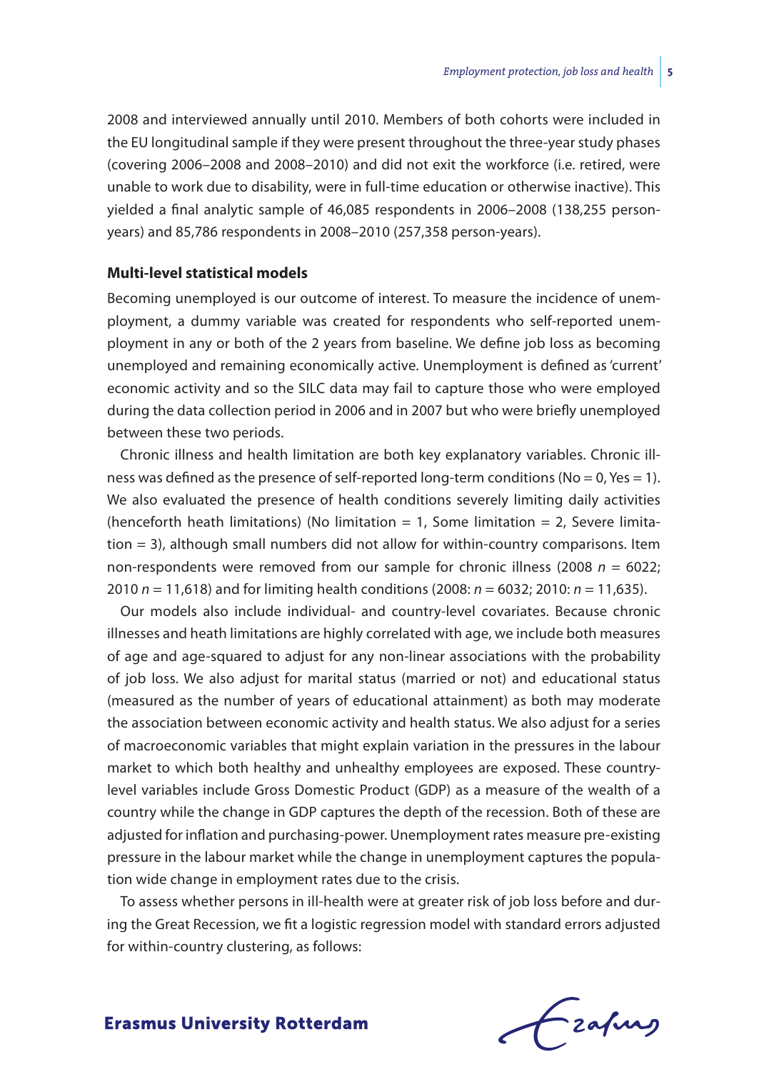2008 and interviewed annually until 2010. Members of both cohorts were included in the EU longitudinal sample if they were present throughout the three-year study phases (covering 2006–2008 and 2008–2010) and did not exit the workforce (i.e. retired, were unable to work due to disability, were in full-time education or otherwise inactive). This yielded a final analytic sample of 46,085 respondents in 2006–2008 (138,255 person-years) and 85,786 respondents in 2008–2010 (257,358 person-years).

### Multi-level statistical models

Becoming unemployed is our outcome of interest. To measure the incidence of unemployment, a dummy variable was created for respondents who self-reported unemployment in any or both of the 2 years from baseline. We define job loss as becoming unemployed and remaining economically active. Unemployment is defined as 'current' economic activity and so the SILC data may fail to capture those who were employed during the data collection period in 2006 and in 2007 but who were briefly unemployed between these two periods.

Chronic illness and health limitation are both key explanatory variables. Chronic illness was defined as the presence of self-reported long-term conditions (No = 0, Yes = 1). We also evaluated the presence of health conditions severely limiting daily activities (henceforth heath limitations) (No limitation = 1, Some limitation = 2, Severe limitation = 3), although small numbers did not allow for within-country comparisons. Item non-respondents were removed from our sample for chronic illness (2008 $n$ = 6022; 2010 $n$ = 11,618) and for limiting health conditions (2008: $n$ = 6032; 2010: $n$ = 11,635).

Our models also include individual- and country-level covariates. Because chronic illnesses and heath limitations are highly correlated with age, we include both measures of age and age-squared to adjust for any non-linear associations with the probability of job loss. We also adjust for marital status (married or not) and educational status (measured as the number of years of educational attainment) as both may moderate the association between economic activity and health status. We also adjust for a series of macroeconomic variables that might explain variation in the pressures in the labour market to which both healthy and unhealthy employees are exposed. These country-level variables include Gross Domestic Product (GDP) as a measure of the wealth of a country while the change in GDP captures the depth of the recession. Both of these are adjusted for inflation and purchasing-power. Unemployment rates measure pre-existing pressure in the labour market while the change in unemployment captures the population wide change in employment rates due to the crisis.

To assess whether persons in ill-health were at greater risk of job loss before and during the Great Recession, we fit a logistic regression model with standard errors adjusted for within-country clustering, as follows: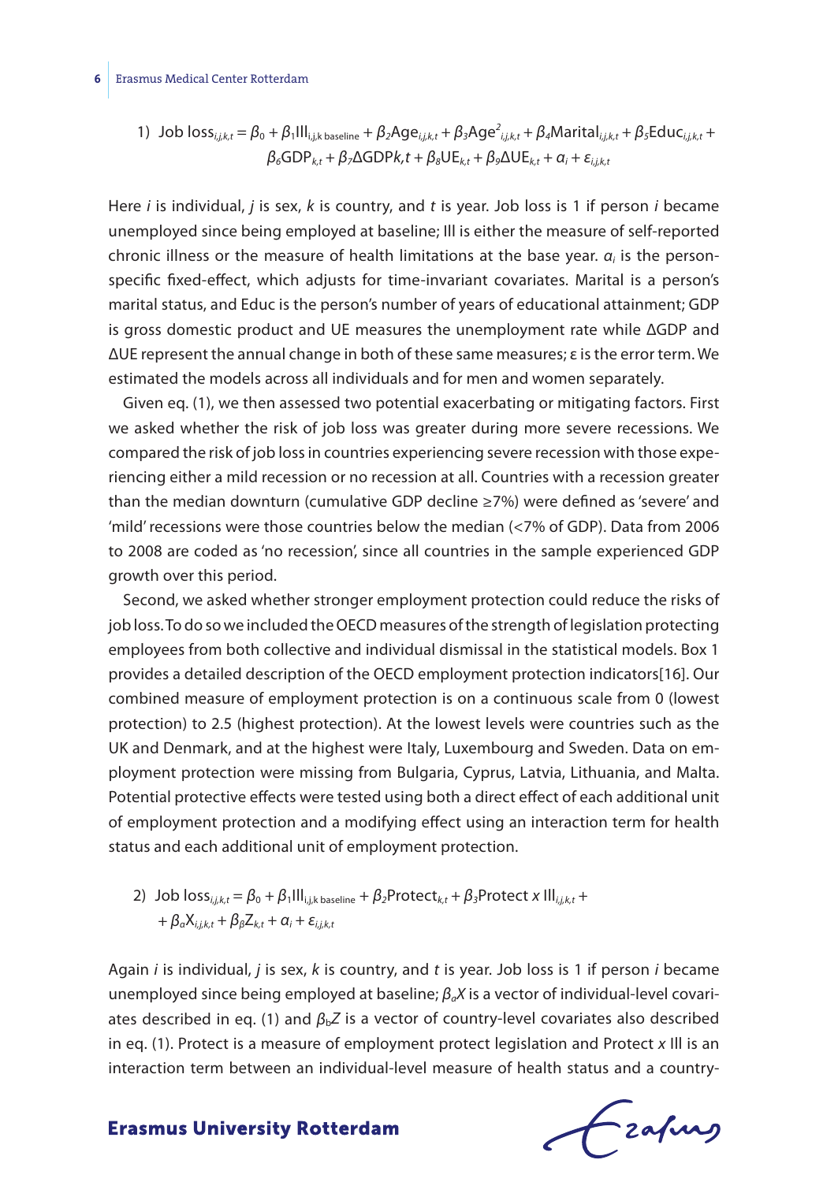$$1)\ \text{Job loss}_{i,j,k,t} = \beta_0 + \beta_1\text{Ill}_{i,j,k\ \text{baseline}} + \beta_2\text{Age}_{i,j,k,t} + \beta_3\text{Age}^2_{i,j,k,t} + \beta_4\text{Marital}_{i,j,k,t} + \beta_5\text{Educ}_{i,j,k,t} + \beta_6\text{GDP}_{k,t} + \beta_7\Delta\text{GDP}k,t + \beta_8\text{UE}_{k,t} + \beta_9\Delta\text{UE}_{k,t} + \alpha_i + \varepsilon_{i,j,k,t}$$

Here *i* is individual, *j* is sex, *k* is country, and *t* is year. Job loss is 1 if person *i* became unemployed since being employed at baseline; Ill is either the measure of self-reported chronic illness or the measure of health limitations at the base year. $\alpha_i$ is the person-specific fixed-effect, which adjusts for time-invariant covariates. Marital is a person's marital status, and Educ is the person's number of years of educational attainment; GDP is gross domestic product and UE measures the unemployment rate while ΔGDP and ΔUE represent the annual change in both of these same measures; ε is the error term. We estimated the models across all individuals and for men and women separately.

Given eq. (1), we then assessed two potential exacerbating or mitigating factors. First we asked whether the risk of job loss was greater during more severe recessions. We compared the risk of job loss in countries experiencing severe recession with those experiencing either a mild recession or no recession at all. Countries with a recession greater than the median downturn (cumulative GDP decline ≥7%) were defined as 'severe' and 'mild' recessions were those countries below the median (<7% of GDP). Data from 2006 to 2008 are coded as 'no recession', since all countries in the sample experienced GDP growth over this period.

Second, we asked whether stronger employment protection could reduce the risks of job loss. To do so we included the OECD measures of the strength of legislation protecting employees from both collective and individual dismissal in the statistical models. Box 1 provides a detailed description of the OECD employment protection indicators[16]. Our combined measure of employment protection is on a continuous scale from 0 (lowest protection) to 2.5 (highest protection). At the lowest levels were countries such as the UK and Denmark, and at the highest were Italy, Luxembourg and Sweden. Data on employment protection were missing from Bulgaria, Cyprus, Latvia, Lithuania, and Malta. Potential protective effects were tested using both a direct effect of each additional unit of employment protection and a modifying effect using an interaction term for health status and each additional unit of employment protection.

$$2)\ \text{Job loss}_{i,j,k,t} = \beta_0 + \beta_1\text{Ill}_{i,j,k\ \text{baseline}} + \beta_2\text{Protect}_{k,t} + \beta_3\text{Protect}\ x\ \text{Ill}_{i,j,k,t} + + \beta_\alpha\text{X}_{i,j,k,t} + \beta_\beta\text{Z}_{k,t} + \alpha_i + \varepsilon_{i,j,k,t}$$

Again *i* is individual, *j* is sex, *k* is country, and *t* is year. Job loss is 1 if person *i* became unemployed since being employed at baseline; $\beta_a X$ is a vector of individual-level covariates described in eq. (1) and $\beta_b Z$ is a vector of country-level covariates also described in eq. (1). Protect is a measure of employment protect legislation and Protect *x* Ill is an interaction term between an individual-level measure of health status and a country-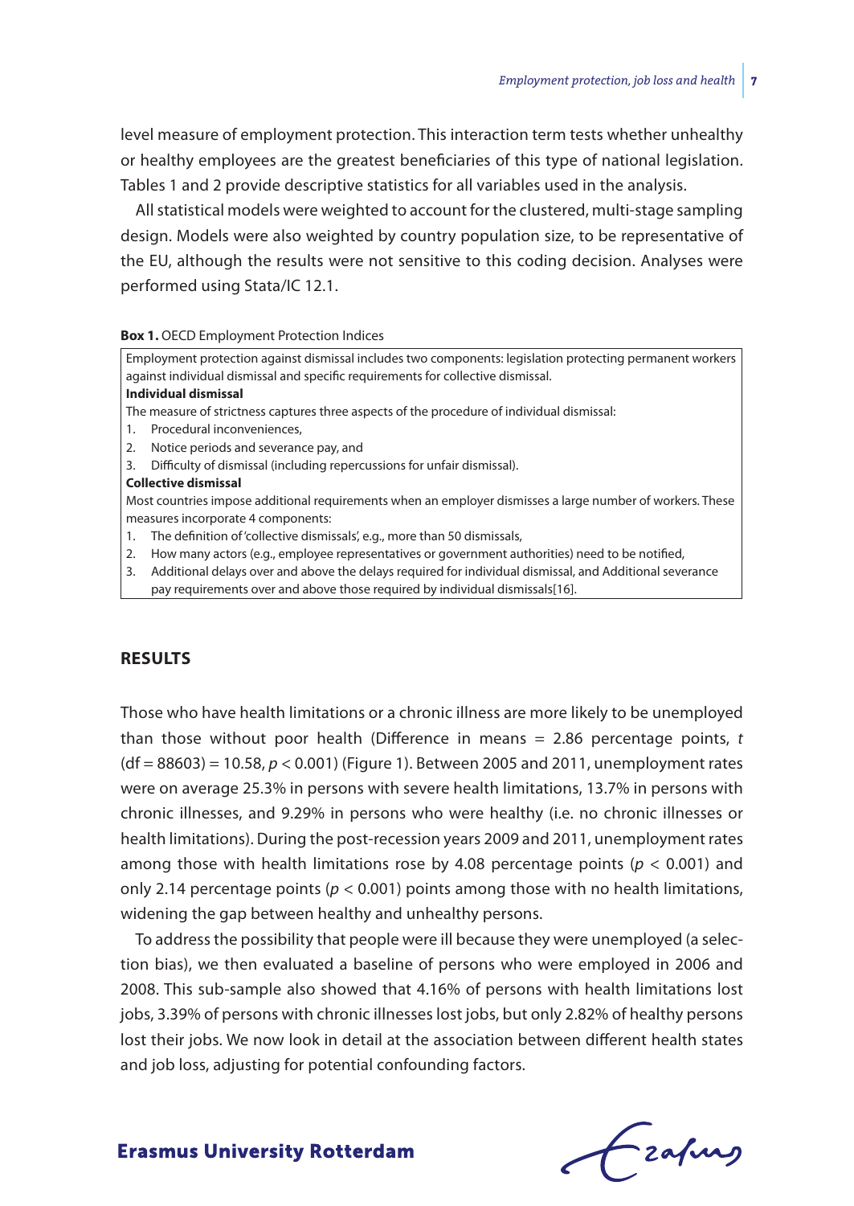level measure of employment protection. This interaction term tests whether unhealthy or healthy employees are the greatest beneficiaries of this type of national legislation. Tables 1 and 2 provide descriptive statistics for all variables used in the analysis.

All statistical models were weighted to account for the clustered, multi-stage sampling design. Models were also weighted by country population size, to be representative of the EU, although the results were not sensitive to this coding decision. Analyses were performed using Stata/IC 12.1.

**Box 1.** OECD Employment Protection Indices

Employment protection against dismissal includes two components: legislation protecting permanent workers against individual dismissal and specific requirements for collective dismissal.

**Individual dismissal**

The measure of strictness captures three aspects of the procedure of individual dismissal:

1. Procedural inconveniences,
2. Notice periods and severance pay, and
3. Difficulty of dismissal (including repercussions for unfair dismissal).

**Collective dismissal**

Most countries impose additional requirements when an employer dismisses a large number of workers. These measures incorporate 4 components:

1. The definition of 'collective dismissals', e.g., more than 50 dismissals,
2. How many actors (e.g., employee representatives or government authorities) need to be notified,
3. Additional delays over and above the delays required for individual dismissal, and Additional severance pay requirements over and above those required by individual dismissals[16].

## RESULTS

Those who have health limitations or a chronic illness are more likely to be unemployed than those without poor health (Difference in means = 2.86 percentage points, $t$ (df = 88603) = 10.58, $p < 0.001$) (Figure 1). Between 2005 and 2011, unemployment rates were on average 25.3% in persons with severe health limitations, 13.7% in persons with chronic illnesses, and 9.29% in persons who were healthy (i.e. no chronic illnesses or health limitations). During the post-recession years 2009 and 2011, unemployment rates among those with health limitations rose by 4.08 percentage points ($p < 0.001$) and only 2.14 percentage points ($p < 0.001$) points among those with no health limitations, widening the gap between healthy and unhealthy persons.

To address the possibility that people were ill because they were unemployed (a selection bias), we then evaluated a baseline of persons who were employed in 2006 and 2008. This sub-sample also showed that 4.16% of persons with health limitations lost jobs, 3.39% of persons with chronic illnesses lost jobs, but only 2.82% of healthy persons lost their jobs. We now look in detail at the association between different health states and job loss, adjusting for potential confounding factors.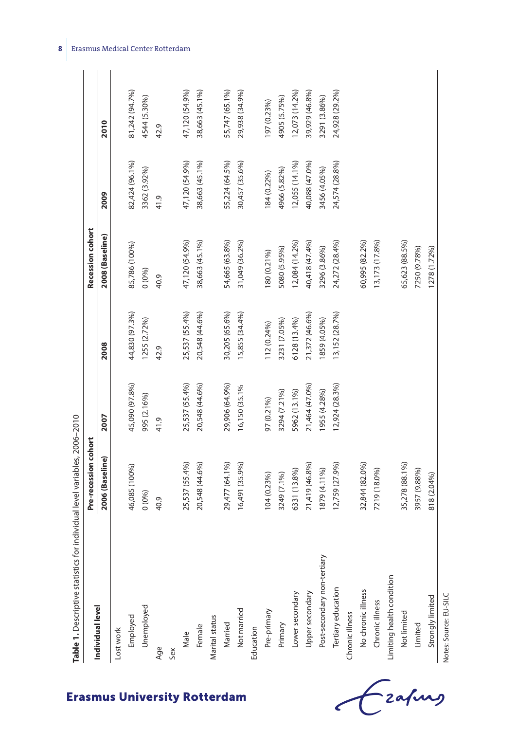**Table 1.** Descriptive statistics for individual level variables, 2006–2010

| Individual level | Pre-recession cohort | | | Recession cohort | | |
|---|---|---|---|---|---|---|
| | 2006 (Baseline) | 2007 | 2008 | 2008 (Baseline) | 2009 | 2010 |
| Lost work | | | | | | |
| Employed | 46,085 (100%) | 45,090 (97.8%) | 44,830 (97.3%) | 85,786 (100%) | 82,424 (96.1%) | 81,242 (94.7%) |
| Unemployed | 0 (0%) | 995 (2.16%) | 1255 (2.72%) | 0 (0%) | 3362 (3.92%) | 4544 (5.30%) |
| Age | 40.9 | 41.9 | 42.9 | 40.9 | 41.9 | 42.9 |
| Sex | | | | | | |
| Male | 25,537 (55.4%) | 25,537 (55.4%) | 25,537 (55.4%) | 47,120 (54.9%) | 47,120 (54.9%) | 47,120 (54.9%) |
| Female | 20,548 (44.6%) | 20,548 (44.6%) | 20,548 (44.6%) | 38,663 (45.1%) | 38,663 (45.1%) | 38,663 (45.1%) |
| Marital status | | | | | | |
| Married | 29,477 (64.1%) | 29,906 (64.9%) | 30,205 (65.6%) | 54,665 (63.8%) | 55,224 (64.5%) | 55,747 (65.1%) |
| Not married | 16,491 (35.9%) | 16,150 (35.1% | 15,855 (34.4%) | 31,049 (36.2%) | 30,457 (35.6%) | 29,938 (34.9%) |
| Education | | | | | | |
| Pre-primary | 104 (0.23%) | 97 (0.21%) | 112 (0.24%) | 180 (0.21%) | 184 (0.22%) | 197 (0.23%) |
| Primary | 3249 (7.1%) | 3294 (7.21%) | 3231 (7.05%) | 5080 (5.95%) | 4966 (5.82%) | 4905 (5.75%) |
| Lower secondary | 6331 (13.8%) | 5962 (13.1%) | 6128 (13.4%) | 12,084 (14.2%) | 12,055 (14.1%) | 12,073 (14.2%) |
| Upper secondary | 21,419 (46.8%) | 21,464 (47.0%) | 21,372 (46.6%) | 40,418 (47.4%) | 40,088 (47.0%) | 39,929 (46.8%) |
| Post-secondary non-tertiary | 1879 (4.11%) | 1955 (4.28%) | 1859 (4.05%) | 3296 (3.86%) | 3456 (4.05%) | 3291 (3.86%) |
| Tertiary education | 12,759 (27.9%) | 12,924 (28.3%) | 13,152 (28.7%) | 24,272 (28.4%) | 24,574 (28.8%) | 24,928 (29.2%) |
| Chronic illness | | | | | | |
| No chronic illness | 32,844 (82.0%) | | | 60,995 (82.2%) | | |
| Chronic illness | 7219 (18.0%) | | | 13,173 (17.8%) | | |
| Limiting health condition | | | | | | |
| Not limited | 35,278 (88.1%) | | | 65,623 (88.5%) | | |
| Limited | 3957 (9.88%) | | | 7250 (9.78%) | | |
| Strongly limited | 818 (2.04%) | | | 1278 (1.72%) | | |

Notes: Source: EU-SILC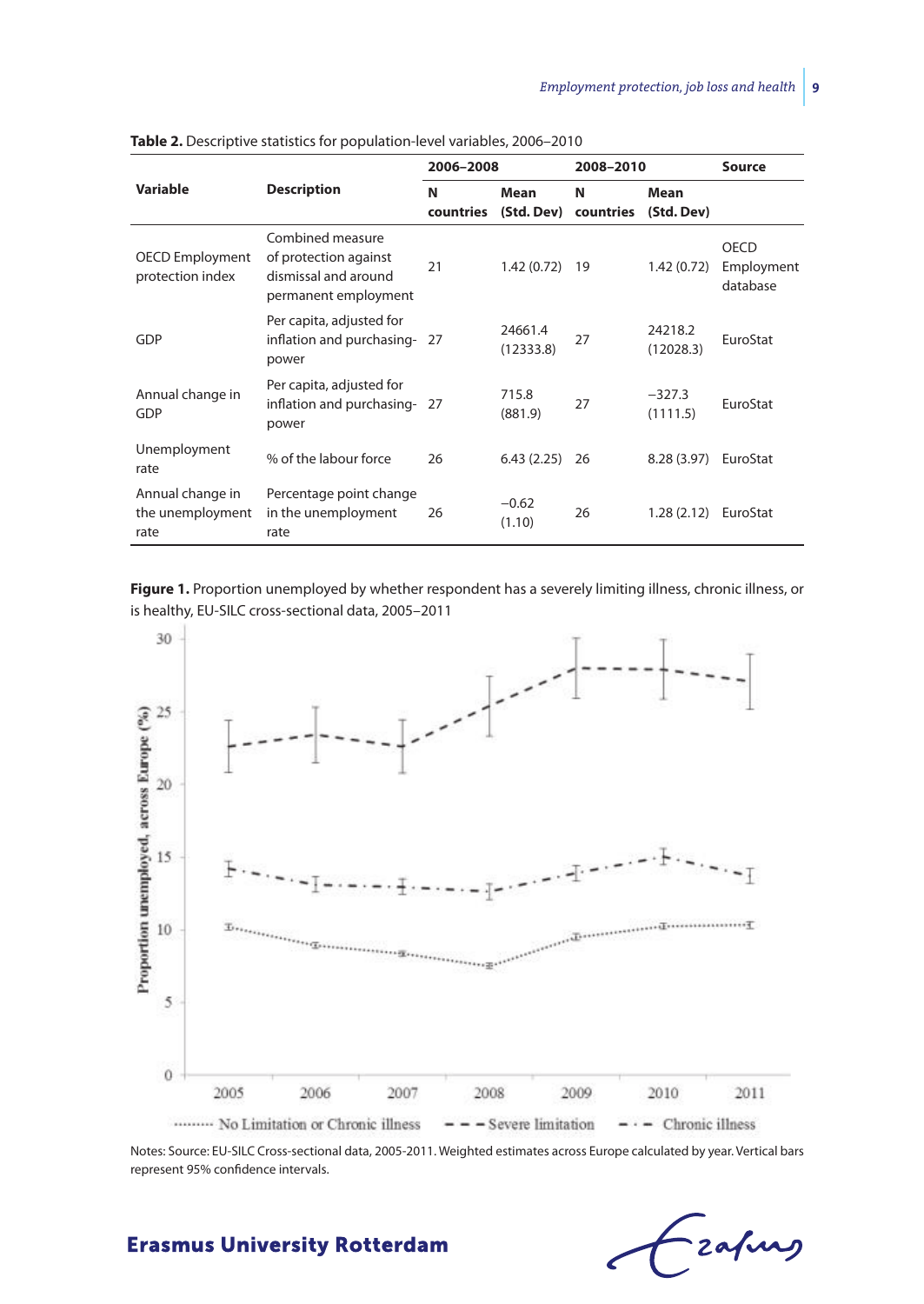**Table 2.** Descriptive statistics for population-level variables, 2006–2010

| Variable | Description | 2006–2008 | | 2008–2010 | | Source |
|---|---|---|---|---|---|---|
| | | N countries | Mean (Std. Dev) | N countries | Mean (Std. Dev) | |
| OECD Employment protection index | Combined measure of protection against dismissal and around permanent employment | 21 | 1.42 (0.72) | 19 | 1.42 (0.72) | OECD Employment database |
| GDP | Per capita, adjusted for inflation and purchasing-power | 27 | 24661.4 (12333.8) | 27 | 24218.2 (12028.3) | EuroStat |
| Annual change in GDP | Per capita, adjusted for inflation and purchasing-power | 27 | 715.8 (881.9) | 27 | −327.3 (1111.5) | EuroStat |
| Unemployment rate | % of the labour force | 26 | 6.43 (2.25) | 26 | 8.28 (3.97) | EuroStat |
| Annual change in the unemployment rate | Percentage point change in the unemployment rate | 26 | −0.62 (1.10) | 26 | 1.28 (2.12) | EuroStat |

**Figure 1.** Proportion unemployed by whether respondent has a severely limiting illness, chronic illness, or is healthy, EU-SILC cross-sectional data, 2005–2011

Notes: Source: EU-SILC Cross-sectional data, 2005-2011. Weighted estimates across Europe calculated by year. Vertical bars represent 95% confidence intervals.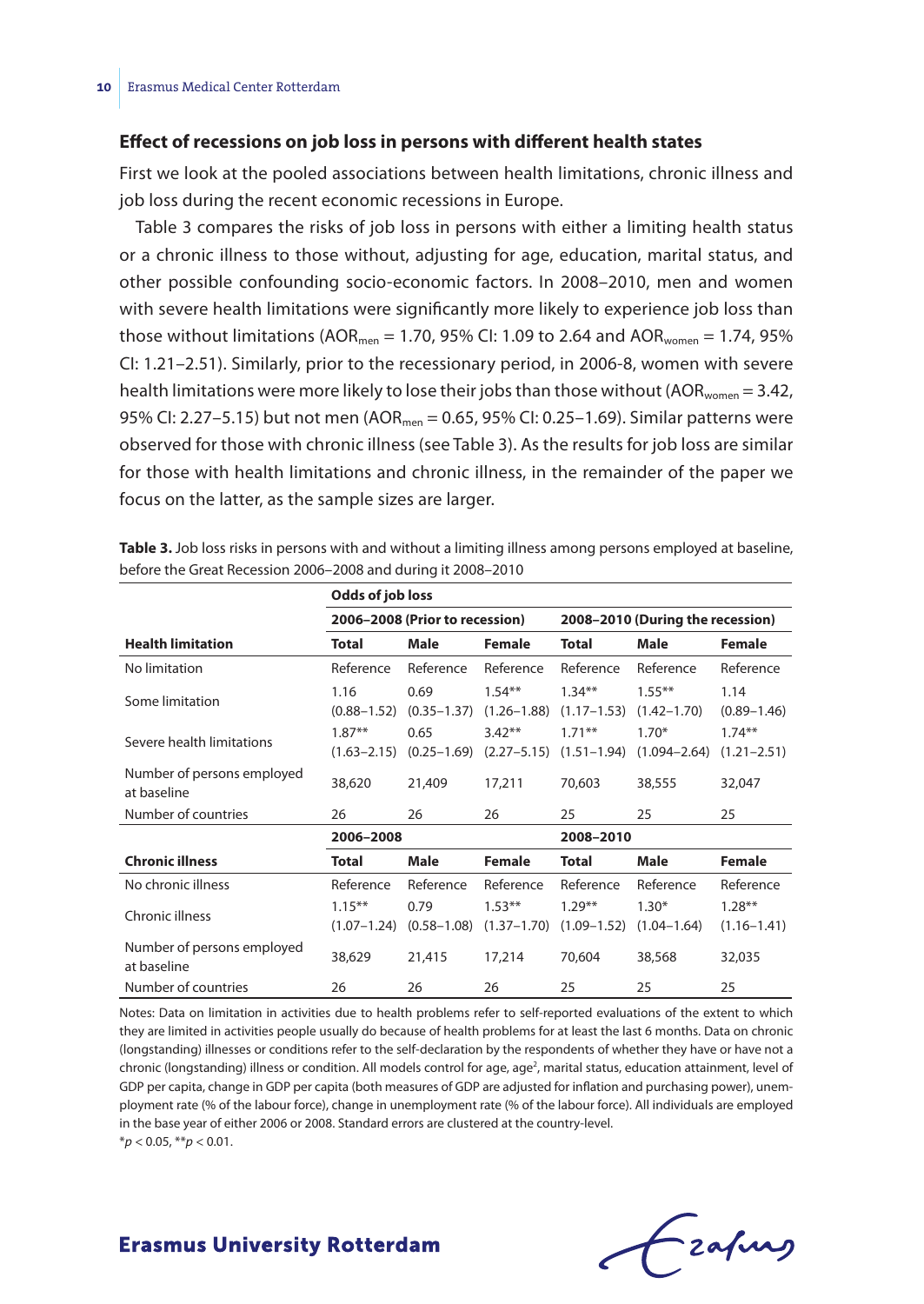### Effect of recessions on job loss in persons with different health states

First we look at the pooled associations between health limitations, chronic illness and job loss during the recent economic recessions in Europe.

Table 3 compares the risks of job loss in persons with either a limiting health status or a chronic illness to those without, adjusting for age, education, marital status, and other possible confounding socio-economic factors. In 2008–2010, men and women with severe health limitations were significantly more likely to experience job loss than those without limitations ($AOR_{men}$ = 1.70, 95% CI: 1.09 to 2.64 and $AOR_{women}$ = 1.74, 95% CI: 1.21–2.51). Similarly, prior to the recessionary period, in 2006-8, women with severe health limitations were more likely to lose their jobs than those without ($AOR_{women}$ = 3.42, 95% CI: 2.27–5.15) but not men ($AOR_{men}$ = 0.65, 95% CI: 0.25–1.69). Similar patterns were observed for those with chronic illness (see Table 3). As the results for job loss are similar for those with health limitations and chronic illness, in the remainder of the paper we focus on the latter, as the sample sizes are larger.

**Table 3.** Job loss risks in persons with and without a limiting illness among persons employed at baseline, before the Great Recession 2006–2008 and during it 2008–2010

| | Odds of job loss | | | | | |
|---|---|---|---|---|---|---|
| | 2006–2008 (Prior to recession) | | | 2008–2010 (During the recession) | | |
| **Health limitation** | **Total** | **Male** | **Female** | **Total** | **Male** | **Female** |
| No limitation | Reference | Reference | Reference | Reference | Reference | Reference |
| Some limitation | 1.16 (0.88–1.52) | 0.69 (0.35–1.37) | 1.54** (1.26–1.88) | 1.34** (1.17–1.53) | 1.55** (1.42–1.70) | 1.14 (0.89–1.46) |
| Severe health limitations | 1.87** (1.63–2.15) | 0.65 (0.25–1.69) | 3.42** (2.27–5.15) | 1.71** (1.51–1.94) | 1.70* (1.094–2.64) | 1.74** (1.21–2.51) |
| Number of persons employed at baseline | 38,620 | 21,409 | 17,211 | 70,603 | 38,555 | 32,047 |
| Number of countries | 26 | 26 | 26 | 25 | 25 | 25 |
| | **2006–2008** | | | **2008–2010** | | |
| **Chronic illness** | **Total** | **Male** | **Female** | **Total** | **Male** | **Female** |
| No chronic illness | Reference | Reference | Reference | Reference | Reference | Reference |
| Chronic illness | 1.15** (1.07–1.24) | 0.79 (0.58–1.08) | 1.53** (1.37–1.70) | 1.29** (1.09–1.52) | 1.30* (1.04–1.64) | 1.28** (1.16–1.41) |
| Number of persons employed at baseline | 38,629 | 21,415 | 17,214 | 70,604 | 38,568 | 32,035 |
| Number of countries | 26 | 26 | 26 | 25 | 25 | 25 |

Notes: Data on limitation in activities due to health problems refer to self-reported evaluations of the extent to which they are limited in activities people usually do because of health problems for at least the last 6 months. Data on chronic (longstanding) illnesses or conditions refer to the self-declaration by the respondents of whether they have or have not a chronic (longstanding) illness or condition. All models control for age, age$^2$, marital status, education attainment, level of GDP per capita, change in GDP per capita (both measures of GDP are adjusted for inflation and purchasing power), unemployment rate (% of the labour force), change in unemployment rate (% of the labour force). All individuals are employed in the base year of either 2006 or 2008. Standard errors are clustered at the country-level.
*$p < 0.05$, **$p < 0.01$.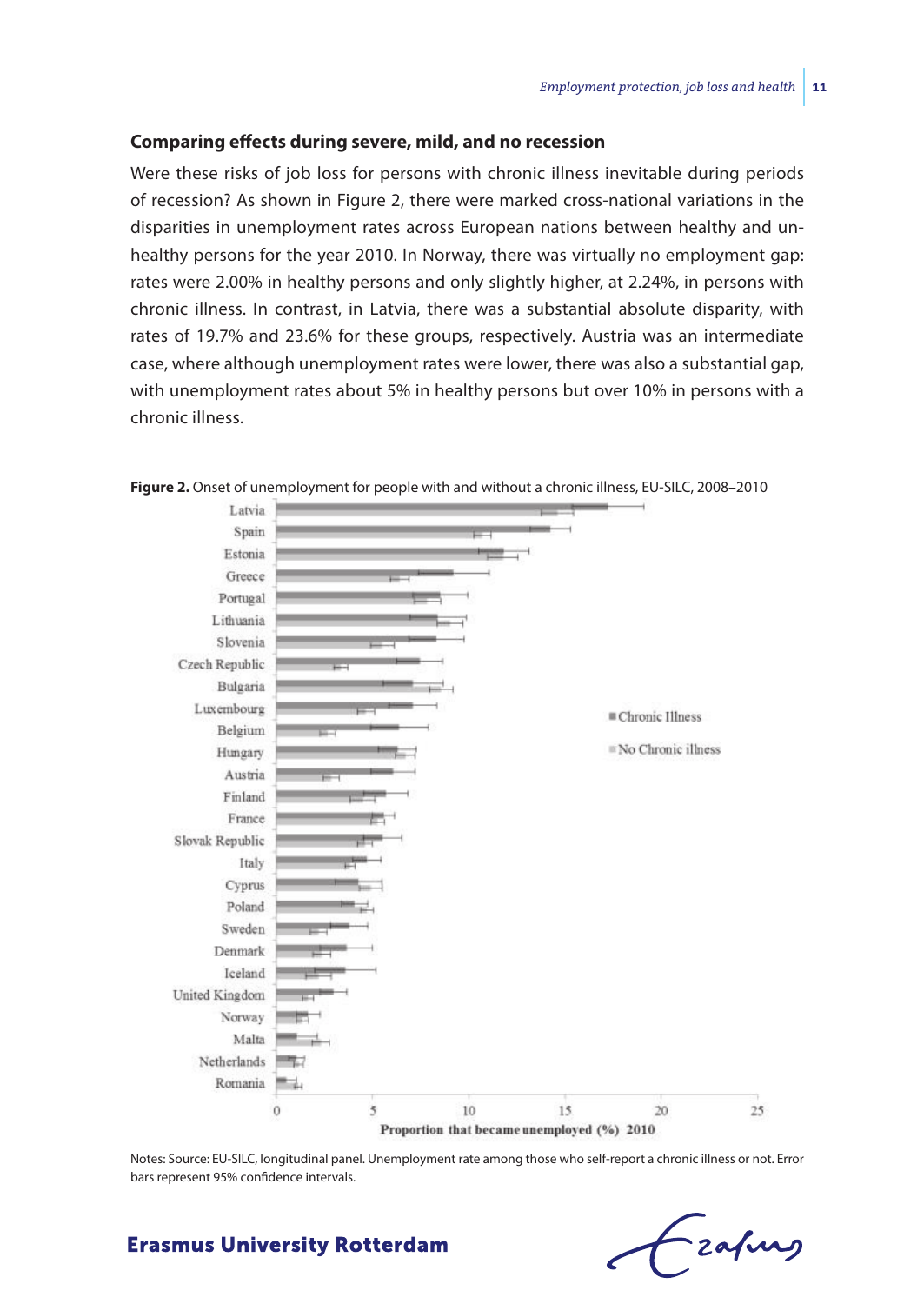### Comparing effects during severe, mild, and no recession

Were these risks of job loss for persons with chronic illness inevitable during periods of recession? As shown in Figure 2, there were marked cross-national variations in the disparities in unemployment rates across European nations between healthy and unhealthy persons for the year 2010. In Norway, there was virtually no employment gap: rates were 2.00% in healthy persons and only slightly higher, at 2.24%, in persons with chronic illness. In contrast, in Latvia, there was a substantial absolute disparity, with rates of 19.7% and 23.6% for these groups, respectively. Austria was an intermediate case, where although unemployment rates were lower, there was also a substantial gap, with unemployment rates about 5% in healthy persons but over 10% in persons with a chronic illness.

**Figure 2.** Onset of unemployment for people with and without a chronic illness, EU-SILC, 2008–2010

Notes: Source: EU-SILC, longitudinal panel. Unemployment rate among those who self-report a chronic illness or not. Error bars represent 95% confidence intervals.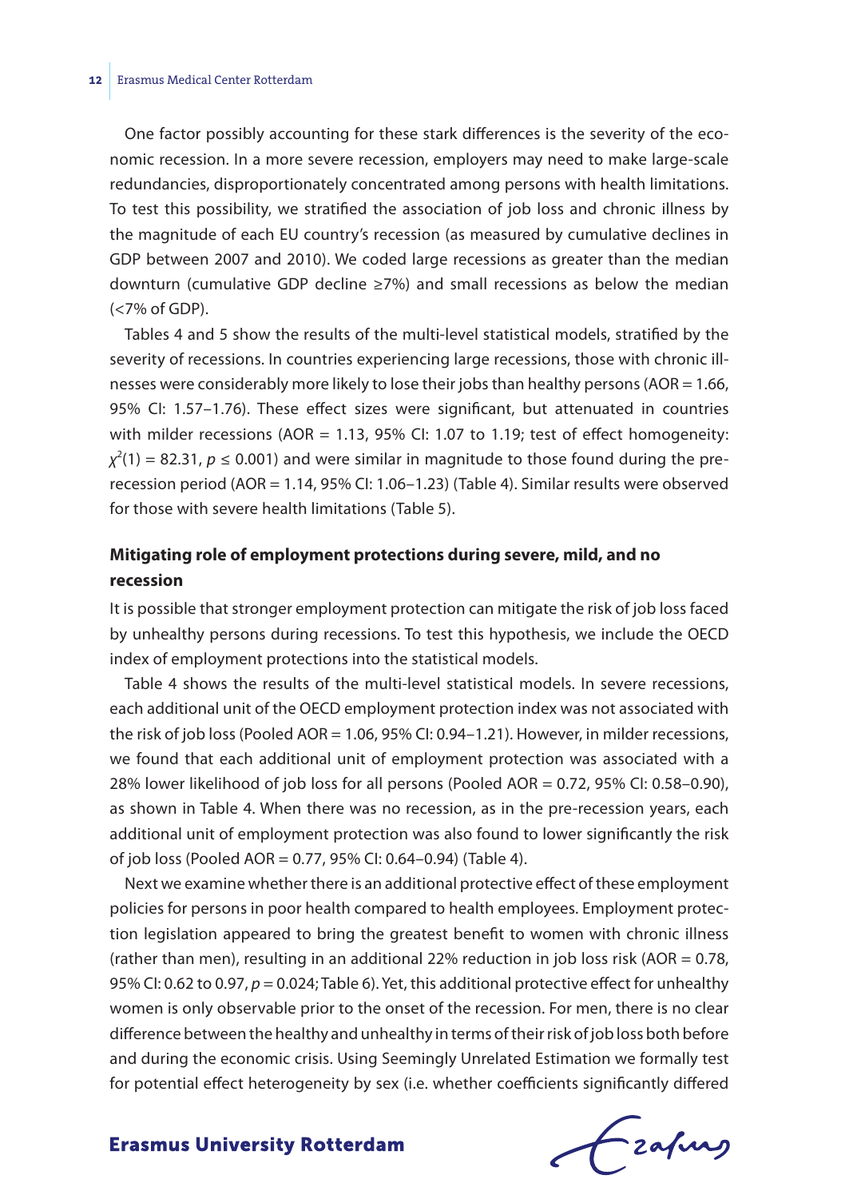One factor possibly accounting for these stark differences is the severity of the economic recession. In a more severe recession, employers may need to make large-scale redundancies, disproportionately concentrated among persons with health limitations. To test this possibility, we stratified the association of job loss and chronic illness by the magnitude of each EU country's recession (as measured by cumulative declines in GDP between 2007 and 2010). We coded large recessions as greater than the median downturn (cumulative GDP decline ≥7%) and small recessions as below the median (<7% of GDP).

Tables 4 and 5 show the results of the multi-level statistical models, stratified by the severity of recessions. In countries experiencing large recessions, those with chronic illnesses were considerably more likely to lose their jobs than healthy persons (AOR = 1.66, 95% CI: 1.57–1.76). These effect sizes were significant, but attenuated in countries with milder recessions (AOR = 1.13, 95% CI: 1.07 to 1.19; test of effect homogeneity: $\chi^2(1) = 82.31$, $p \leq 0.001$) and were similar in magnitude to those found during the pre-recession period (AOR = 1.14, 95% CI: 1.06–1.23) (Table 4). Similar results were observed for those with severe health limitations (Table 5).

## Mitigating role of employment protections during severe, mild, and no recession

It is possible that stronger employment protection can mitigate the risk of job loss faced by unhealthy persons during recessions. To test this hypothesis, we include the OECD index of employment protections into the statistical models.

Table 4 shows the results of the multi-level statistical models. In severe recessions, each additional unit of the OECD employment protection index was not associated with the risk of job loss (Pooled AOR = 1.06, 95% CI: 0.94–1.21). However, in milder recessions, we found that each additional unit of employment protection was associated with a 28% lower likelihood of job loss for all persons (Pooled AOR = 0.72, 95% CI: 0.58–0.90), as shown in Table 4. When there was no recession, as in the pre-recession years, each additional unit of employment protection was also found to lower significantly the risk of job loss (Pooled AOR = 0.77, 95% CI: 0.64–0.94) (Table 4).

Next we examine whether there is an additional protective effect of these employment policies for persons in poor health compared to health employees. Employment protection legislation appeared to bring the greatest benefit to women with chronic illness (rather than men), resulting in an additional 22% reduction in job loss risk (AOR = 0.78, 95% CI: 0.62 to 0.97, $p = 0.024$; Table 6). Yet, this additional protective effect for unhealthy women is only observable prior to the onset of the recession. For men, there is no clear difference between the healthy and unhealthy in terms of their risk of job loss both before and during the economic crisis. Using Seemingly Unrelated Estimation we formally test for potential effect heterogeneity by sex (i.e. whether coefficients significantly differed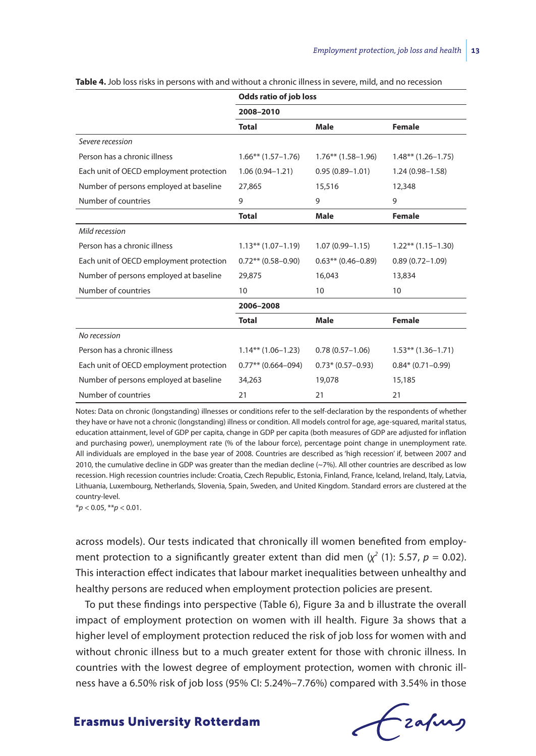**Table 4.** Job loss risks in persons with and without a chronic illness in severe, mild, and no recession

| | Odds ratio of job loss | | |
|---|---|---|---|
| | 2008–2010 | | |
| | **Total** | **Male** | **Female** |
| *Severe recession* | | | |
| Person has a chronic illness | 1.66** (1.57–1.76) | 1.76** (1.58–1.96) | 1.48** (1.26–1.75) |
| Each unit of OECD employment protection | 1.06 (0.94–1.21) | 0.95 (0.89–1.01) | 1.24 (0.98–1.58) |
| Number of persons employed at baseline | 27,865 | 15,516 | 12,348 |
| Number of countries | 9 | 9 | 9 |
| | **Total** | **Male** | **Female** |
| *Mild recession* | | | |
| Person has a chronic illness | 1.13** (1.07–1.19) | 1.07 (0.99–1.15) | 1.22** (1.15–1.30) |
| Each unit of OECD employment protection | 0.72** (0.58–0.90) | 0.63** (0.46–0.89) | 0.89 (0.72–1.09) |
| Number of persons employed at baseline | 29,875 | 16,043 | 13,834 |
| Number of countries | 10 | 10 | 10 |
| | 2006–2008 | | |
| | **Total** | **Male** | **Female** |
| *No recession* | | | |
| Person has a chronic illness | 1.14** (1.06–1.23) | 0.78 (0.57–1.06) | 1.53** (1.36–1.71) |
| Each unit of OECD employment protection | 0.77** (0.664–094) | 0.73* (0.57–0.93) | 0.84* (0.71–0.99) |
| Number of persons employed at baseline | 34,263 | 19,078 | 15,185 |
| Number of countries | 21 | 21 | 21 |

Notes: Data on chronic (longstanding) illnesses or conditions refer to the self-declaration by the respondents of whether they have or have not a chronic (longstanding) illness or condition. All models control for age, age-squared, marital status, education attainment, level of GDP per capita, change in GDP per capita (both measures of GDP are adjusted for inflation and purchasing power), unemployment rate (% of the labour force), percentage point change in unemployment rate. All individuals are employed in the base year of 2008. Countries are described as 'high recession' if, between 2007 and 2010, the cumulative decline in GDP was greater than the median decline (~7%). All other countries are described as low recession. High recession countries include: Croatia, Czech Republic, Estonia, Finland, France, Iceland, Ireland, Italy, Latvia, Lithuania, Luxembourg, Netherlands, Slovenia, Spain, Sweden, and United Kingdom. Standard errors are clustered at the country-level.

*$p < 0.05$, **$p < 0.01$.

across models). Our tests indicated that chronically ill women benefited from employment protection to a significantly greater extent than did men ($\chi^2$ (1): 5.57, $p = 0.02$). This interaction effect indicates that labour market inequalities between unhealthy and healthy persons are reduced when employment protection policies are present.

To put these findings into perspective (Table 6), Figure 3a and b illustrate the overall impact of employment protection on women with ill health. Figure 3a shows that a higher level of employment protection reduced the risk of job loss for women with and without chronic illness but to a much greater extent for those with chronic illness. In countries with the lowest degree of employment protection, women with chronic illness have a 6.50% risk of job loss (95% CI: 5.24%–7.76%) compared with 3.54% in those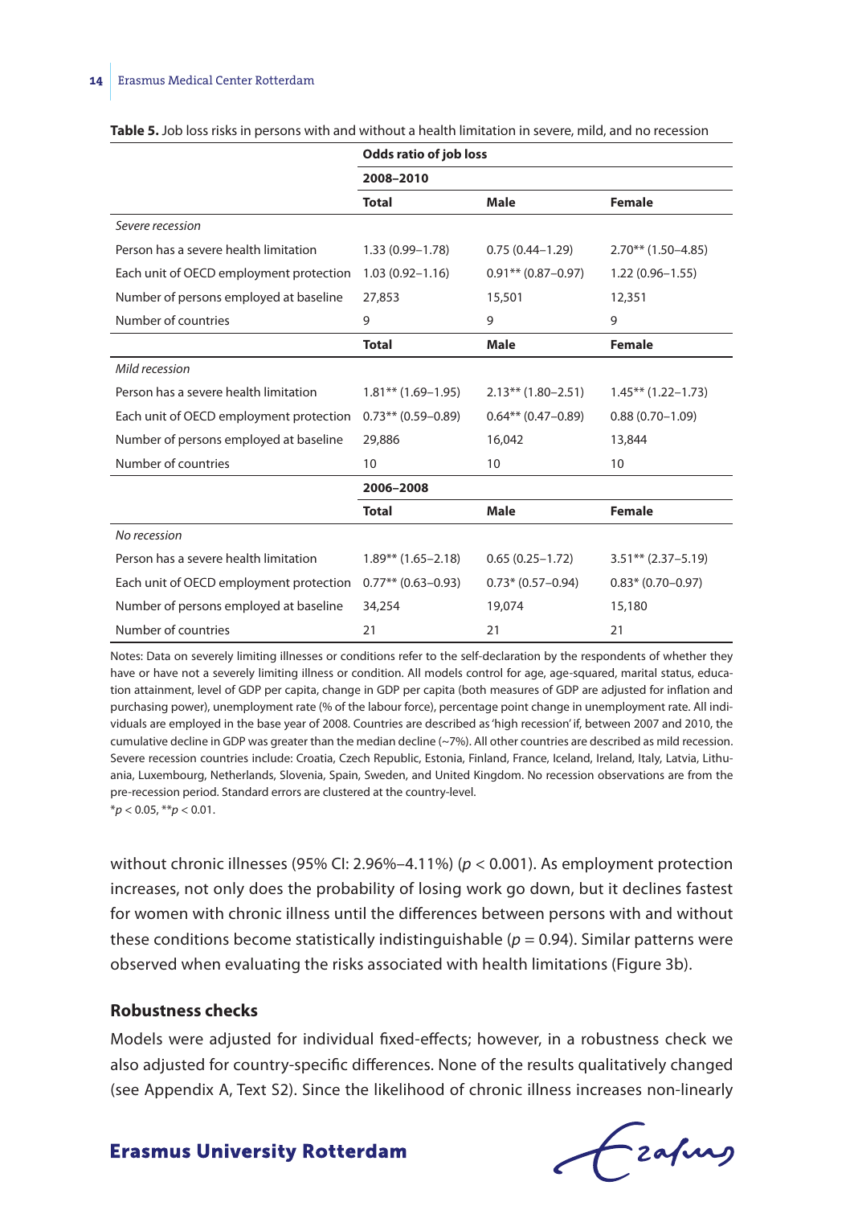**Table 5.** Job loss risks in persons with and without a health limitation in severe, mild, and no recession

| | Odds ratio of job loss | | |
|---|---|---|---|
| | 2008–2010 | | |
| | **Total** | **Male** | **Female** |
| *Severe recession* | | | |
| Person has a severe health limitation | 1.33 (0.99–1.78) | 0.75 (0.44–1.29) | 2.70** (1.50–4.85) |
| Each unit of OECD employment protection | 1.03 (0.92–1.16) | 0.91** (0.87–0.97) | 1.22 (0.96–1.55) |
| Number of persons employed at baseline | 27,853 | 15,501 | 12,351 |
| Number of countries | 9 | 9 | 9 |
| | **Total** | **Male** | **Female** |
| *Mild recession* | | | |
| Person has a severe health limitation | 1.81** (1.69–1.95) | 2.13** (1.80–2.51) | 1.45** (1.22–1.73) |
| Each unit of OECD employment protection | 0.73** (0.59–0.89) | 0.64** (0.47–0.89) | 0.88 (0.70–1.09) |
| Number of persons employed at baseline | 29,886 | 16,042 | 13,844 |
| Number of countries | 10 | 10 | 10 |
| | 2006–2008 | | |
| | **Total** | **Male** | **Female** |
| *No recession* | | | |
| Person has a severe health limitation | 1.89** (1.65–2.18) | 0.65 (0.25–1.72) | 3.51** (2.37–5.19) |
| Each unit of OECD employment protection | 0.77** (0.63–0.93) | 0.73* (0.57–0.94) | 0.83* (0.70–0.97) |
| Number of persons employed at baseline | 34,254 | 19,074 | 15,180 |
| Number of countries | 21 | 21 | 21 |

Notes: Data on severely limiting illnesses or conditions refer to the self-declaration by the respondents of whether they have or have not a severely limiting illness or condition. All models control for age, age-squared, marital status, education attainment, level of GDP per capita, change in GDP per capita (both measures of GDP are adjusted for inflation and purchasing power), unemployment rate (% of the labour force), percentage point change in unemployment rate. All individuals are employed in the base year of 2008. Countries are described as 'high recession' if, between 2007 and 2010, the cumulative decline in GDP was greater than the median decline (~7%). All other countries are described as mild recession. Severe recession countries include: Croatia, Czech Republic, Estonia, Finland, France, Iceland, Ireland, Italy, Latvia, Lithuania, Luxembourg, Netherlands, Slovenia, Spain, Sweden, and United Kingdom. No recession observations are from the pre-recession period. Standard errors are clustered at the country-level.
$^*p < 0.05$, $^{**}p < 0.01$.

without chronic illnesses (95% CI: 2.96%–4.11%) ($p < 0.001$). As employment protection increases, not only does the probability of losing work go down, but it declines fastest for women with chronic illness until the differences between persons with and without these conditions become statistically indistinguishable ($p = 0.94$). Similar patterns were observed when evaluating the risks associated with health limitations (Figure 3b).

### Robustness checks

Models were adjusted for individual fixed-effects; however, in a robustness check we also adjusted for country-specific differences. None of the results qualitatively changed (see Appendix A, Text S2). Since the likelihood of chronic illness increases non-linearly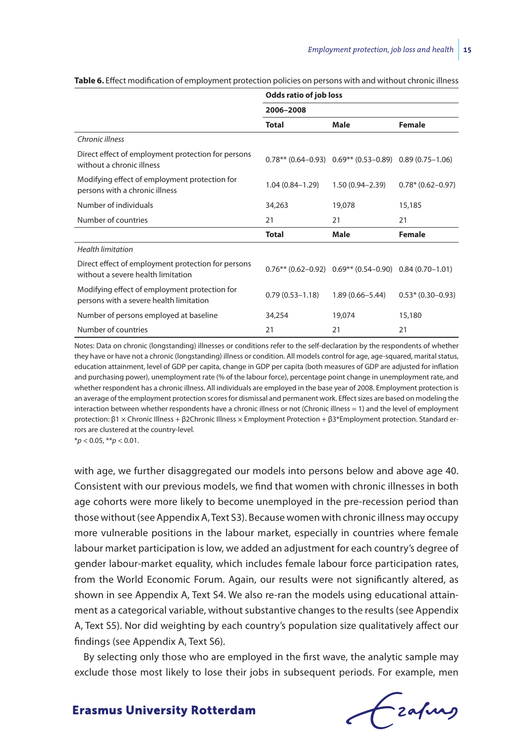**Table 6.** Effect modification of employment protection policies on persons with and without chronic illness

| | Odds ratio of job loss | | |
|---|---|---|---|
| | 2006–2008 | | |
| | **Total** | **Male** | **Female** |
| *Chronic illness* | | | |
| Direct effect of employment protection for persons without a chronic illness | 0.78** (0.64–0.93) | 0.69** (0.53–0.89) | 0.89 (0.75–1.06) |
| Modifying effect of employment protection for persons with a chronic illness | 1.04 (0.84–1.29) | 1.50 (0.94–2.39) | 0.78* (0.62–0.97) |
| Number of individuals | 34,263 | 19,078 | 15,185 |
| Number of countries | 21 | 21 | 21 |
| | **Total** | **Male** | **Female** |
| *Health limitation* | | | |
| Direct effect of employment protection for persons without a severe health limitation | 0.76** (0.62–0.92) | 0.69** (0.54–0.90) | 0.84 (0.70–1.01) |
| Modifying effect of employment protection for persons with a severe health limitation | 0.79 (0.53–1.18) | 1.89 (0.66–5.44) | 0.53* (0.30–0.93) |
| Number of persons employed at baseline | 34,254 | 19,074 | 15,180 |
| Number of countries | 21 | 21 | 21 |

Notes: Data on chronic (longstanding) illnesses or conditions refer to the self-declaration by the respondents of whether they have or have not a chronic (longstanding) illness or condition. All models control for age, age-squared, marital status, education attainment, level of GDP per capita, change in GDP per capita (both measures of GDP are adjusted for inflation and purchasing power), unemployment rate (% of the labour force), percentage point change in unemployment rate, and whether respondent has a chronic illness. All individuals are employed in the base year of 2008. Employment protection is an average of the employment protection scores for dismissal and permanent work. Effect sizes are based on modeling the interaction between whether respondents have a chronic illness or not (Chronic illness = 1) and the level of employment protection: β1 × Chronic Illness + β2Chronic Illness × Employment Protection + β3*Employment protection. Standard errors are clustered at the country-level.

\*$p < 0.05$, \*\*$p < 0.01$.

with age, we further disaggregated our models into persons below and above age 40. Consistent with our previous models, we find that women with chronic illnesses in both age cohorts were more likely to become unemployed in the pre-recession period than those without (see Appendix A, Text S3). Because women with chronic illness may occupy more vulnerable positions in the labour market, especially in countries where female labour market participation is low, we added an adjustment for each country's degree of gender labour-market equality, which includes female labour force participation rates, from the World Economic Forum. Again, our results were not significantly altered, as shown in see Appendix A, Text S4. We also re-ran the models using educational attainment as a categorical variable, without substantive changes to the results (see Appendix A, Text S5). Nor did weighting by each country's population size qualitatively affect our findings (see Appendix A, Text S6).

By selecting only those who are employed in the first wave, the analytic sample may exclude those most likely to lose their jobs in subsequent periods. For example, men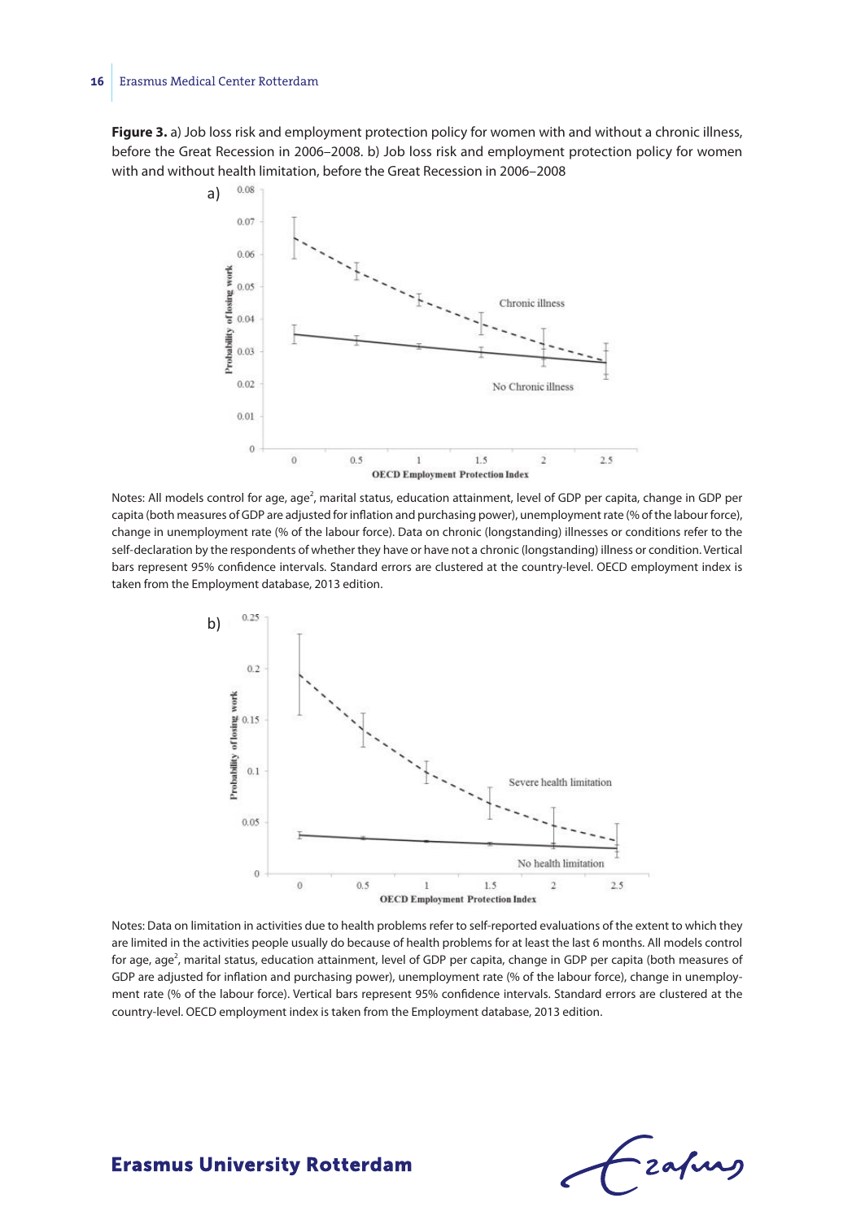**Figure 3.** a) Job loss risk and employment protection policy for women with and without a chronic illness, before the Great Recession in 2006–2008. b) Job loss risk and employment protection policy for women with and without health limitation, before the Great Recession in 2006–2008

Notes: All models control for age, age$^2$, marital status, education attainment, level of GDP per capita, change in GDP per capita (both measures of GDP are adjusted for inflation and purchasing power), unemployment rate (% of the labour force), change in unemployment rate (% of the labour force). Data on chronic (longstanding) illnesses or conditions refer to the self-declaration by the respondents of whether they have or have not a chronic (longstanding) illness or condition. Vertical bars represent 95% confidence intervals. Standard errors are clustered at the country-level. OECD employment index is taken from the Employment database, 2013 edition.

Notes: Data on limitation in activities due to health problems refer to self-reported evaluations of the extent to which they are limited in the activities people usually do because of health problems for at least the last 6 months. All models control for age, age$^2$, marital status, education attainment, level of GDP per capita, change in GDP per capita (both measures of GDP are adjusted for inflation and purchasing power), unemployment rate (% of the labour force), change in unemployment rate (% of the labour force). Vertical bars represent 95% confidence intervals. Standard errors are clustered at the country-level. OECD employment index is taken from the Employment database, 2013 edition.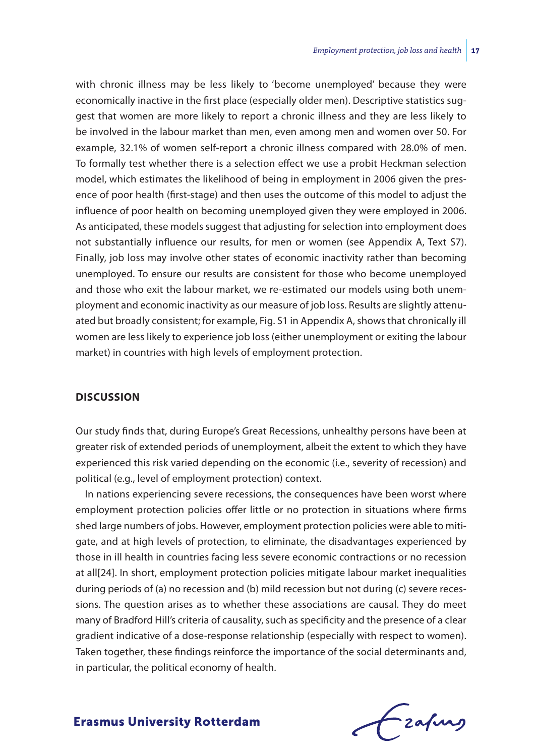with chronic illness may be less likely to 'become unemployed' because they were economically inactive in the first place (especially older men). Descriptive statistics suggest that women are more likely to report a chronic illness and they are less likely to be involved in the labour market than men, even among men and women over 50. For example, 32.1% of women self-report a chronic illness compared with 28.0% of men. To formally test whether there is a selection effect we use a probit Heckman selection model, which estimates the likelihood of being in employment in 2006 given the presence of poor health (first-stage) and then uses the outcome of this model to adjust the influence of poor health on becoming unemployed given they were employed in 2006. As anticipated, these models suggest that adjusting for selection into employment does not substantially influence our results, for men or women (see Appendix A, Text S7). Finally, job loss may involve other states of economic inactivity rather than becoming unemployed. To ensure our results are consistent for those who become unemployed and those who exit the labour market, we re-estimated our models using both unemployment and economic inactivity as our measure of job loss. Results are slightly attenuated but broadly consistent; for example, Fig. S1 in Appendix A, shows that chronically ill women are less likely to experience job loss (either unemployment or exiting the labour market) in countries with high levels of employment protection.

## DISCUSSION

Our study finds that, during Europe's Great Recessions, unhealthy persons have been at greater risk of extended periods of unemployment, albeit the extent to which they have experienced this risk varied depending on the economic (i.e., severity of recession) and political (e.g., level of employment protection) context.

In nations experiencing severe recessions, the consequences have been worst where employment protection policies offer little or no protection in situations where firms shed large numbers of jobs. However, employment protection policies were able to mitigate, and at high levels of protection, to eliminate, the disadvantages experienced by those in ill health in countries facing less severe economic contractions or no recession at all[24]. In short, employment protection policies mitigate labour market inequalities during periods of (a) no recession and (b) mild recession but not during (c) severe recessions. The question arises as to whether these associations are causal. They do meet many of Bradford Hill's criteria of causality, such as specificity and the presence of a clear gradient indicative of a dose-response relationship (especially with respect to women). Taken together, these findings reinforce the importance of the social determinants and, in particular, the political economy of health.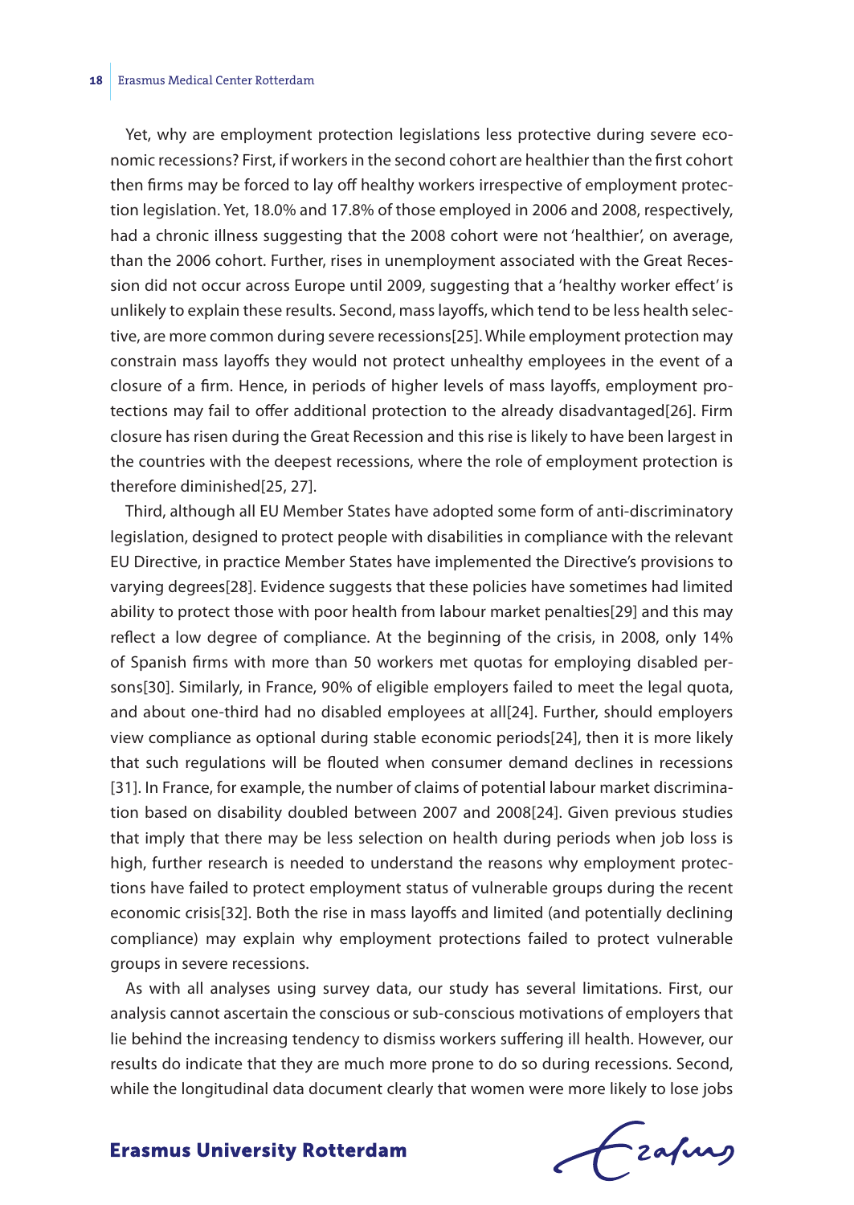Yet, why are employment protection legislations less protective during severe economic recessions? First, if workers in the second cohort are healthier than the first cohort then firms may be forced to lay off healthy workers irrespective of employment protection legislation. Yet, 18.0% and 17.8% of those employed in 2006 and 2008, respectively, had a chronic illness suggesting that the 2008 cohort were not 'healthier', on average, than the 2006 cohort. Further, rises in unemployment associated with the Great Recession did not occur across Europe until 2009, suggesting that a 'healthy worker effect' is unlikely to explain these results. Second, mass layoffs, which tend to be less health selective, are more common during severe recessions[25]. While employment protection may constrain mass layoffs they would not protect unhealthy employees in the event of a closure of a firm. Hence, in periods of higher levels of mass layoffs, employment protections may fail to offer additional protection to the already disadvantaged[26]. Firm closure has risen during the Great Recession and this rise is likely to have been largest in the countries with the deepest recessions, where the role of employment protection is therefore diminished[25, 27].

Third, although all EU Member States have adopted some form of anti-discriminatory legislation, designed to protect people with disabilities in compliance with the relevant EU Directive, in practice Member States have implemented the Directive's provisions to varying degrees[28]. Evidence suggests that these policies have sometimes had limited ability to protect those with poor health from labour market penalties[29] and this may reflect a low degree of compliance. At the beginning of the crisis, in 2008, only 14% of Spanish firms with more than 50 workers met quotas for employing disabled persons[30]. Similarly, in France, 90% of eligible employers failed to meet the legal quota, and about one-third had no disabled employees at all[24]. Further, should employers view compliance as optional during stable economic periods[24], then it is more likely that such regulations will be flouted when consumer demand declines in recessions [31]. In France, for example, the number of claims of potential labour market discrimination based on disability doubled between 2007 and 2008[24]. Given previous studies that imply that there may be less selection on health during periods when job loss is high, further research is needed to understand the reasons why employment protections have failed to protect employment status of vulnerable groups during the recent economic crisis[32]. Both the rise in mass layoffs and limited (and potentially declining compliance) may explain why employment protections failed to protect vulnerable groups in severe recessions.

As with all analyses using survey data, our study has several limitations. First, our analysis cannot ascertain the conscious or sub-conscious motivations of employers that lie behind the increasing tendency to dismiss workers suffering ill health. However, our results do indicate that they are much more prone to do so during recessions. Second, while the longitudinal data document clearly that women were more likely to lose jobs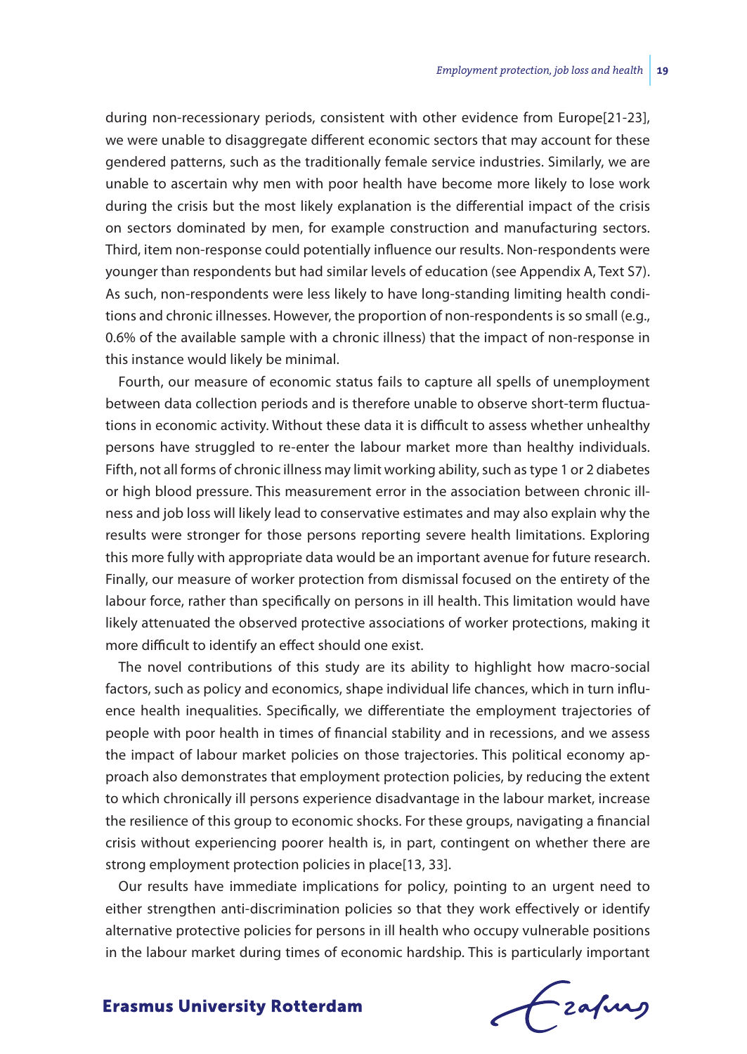during non-recessionary periods, consistent with other evidence from Europe[21-23], we were unable to disaggregate different economic sectors that may account for these gendered patterns, such as the traditionally female service industries. Similarly, we are unable to ascertain why men with poor health have become more likely to lose work during the crisis but the most likely explanation is the differential impact of the crisis on sectors dominated by men, for example construction and manufacturing sectors. Third, item non-response could potentially influence our results. Non-respondents were younger than respondents but had similar levels of education (see Appendix A, Text S7). As such, non-respondents were less likely to have long-standing limiting health conditions and chronic illnesses. However, the proportion of non-respondents is so small (e.g., 0.6% of the available sample with a chronic illness) that the impact of non-response in this instance would likely be minimal.

Fourth, our measure of economic status fails to capture all spells of unemployment between data collection periods and is therefore unable to observe short-term fluctuations in economic activity. Without these data it is difficult to assess whether unhealthy persons have struggled to re-enter the labour market more than healthy individuals. Fifth, not all forms of chronic illness may limit working ability, such as type 1 or 2 diabetes or high blood pressure. This measurement error in the association between chronic illness and job loss will likely lead to conservative estimates and may also explain why the results were stronger for those persons reporting severe health limitations. Exploring this more fully with appropriate data would be an important avenue for future research. Finally, our measure of worker protection from dismissal focused on the entirety of the labour force, rather than specifically on persons in ill health. This limitation would have likely attenuated the observed protective associations of worker protections, making it more difficult to identify an effect should one exist.

The novel contributions of this study are its ability to highlight how macro-social factors, such as policy and economics, shape individual life chances, which in turn influence health inequalities. Specifically, we differentiate the employment trajectories of people with poor health in times of financial stability and in recessions, and we assess the impact of labour market policies on those trajectories. This political economy approach also demonstrates that employment protection policies, by reducing the extent to which chronically ill persons experience disadvantage in the labour market, increase the resilience of this group to economic shocks. For these groups, navigating a financial crisis without experiencing poorer health is, in part, contingent on whether there are strong employment protection policies in place[13, 33].

Our results have immediate implications for policy, pointing to an urgent need to either strengthen anti-discrimination policies so that they work effectively or identify alternative protective policies for persons in ill health who occupy vulnerable positions in the labour market during times of economic hardship. This is particularly important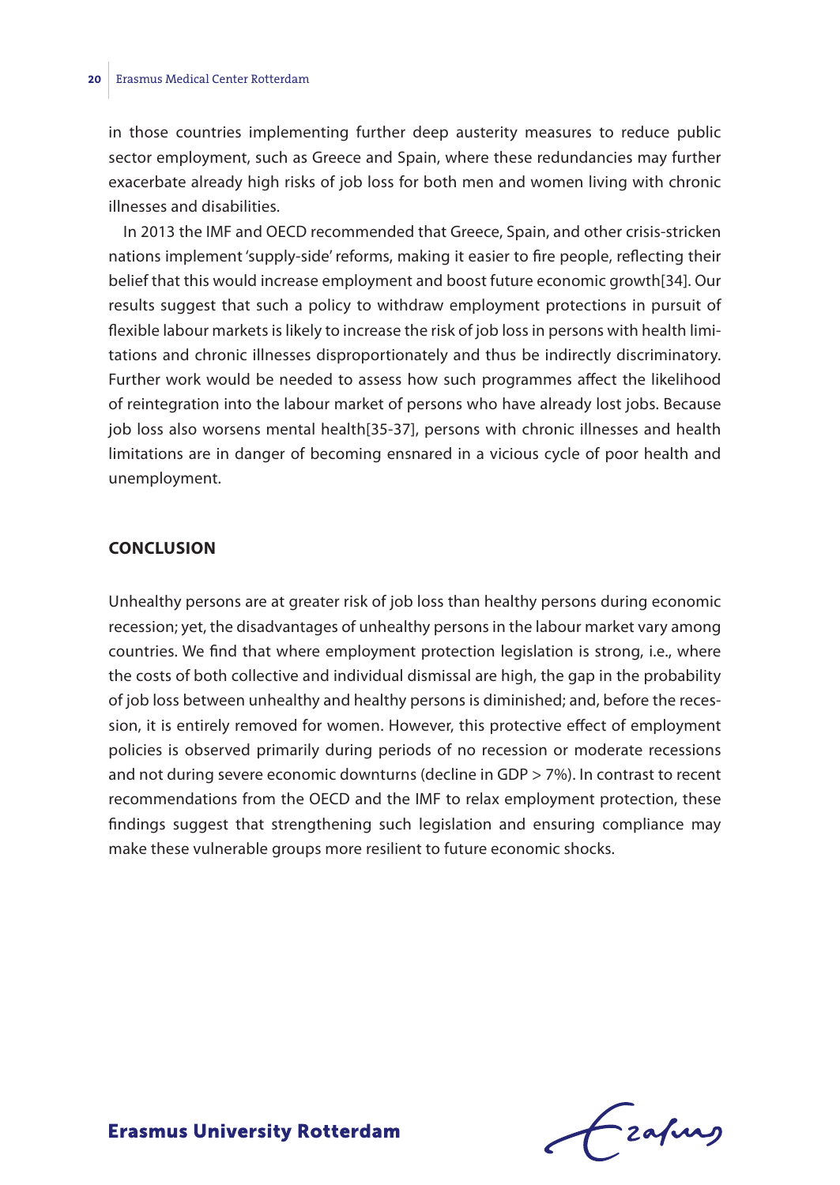in those countries implementing further deep austerity measures to reduce public sector employment, such as Greece and Spain, where these redundancies may further exacerbate already high risks of job loss for both men and women living with chronic illnesses and disabilities.

In 2013 the IMF and OECD recommended that Greece, Spain, and other crisis-stricken nations implement 'supply-side' reforms, making it easier to fire people, reflecting their belief that this would increase employment and boost future economic growth[34]. Our results suggest that such a policy to withdraw employment protections in pursuit of flexible labour markets is likely to increase the risk of job loss in persons with health limitations and chronic illnesses disproportionately and thus be indirectly discriminatory. Further work would be needed to assess how such programmes affect the likelihood of reintegration into the labour market of persons who have already lost jobs. Because job loss also worsens mental health[35-37], persons with chronic illnesses and health limitations are in danger of becoming ensnared in a vicious cycle of poor health and unemployment.

## CONCLUSION

Unhealthy persons are at greater risk of job loss than healthy persons during economic recession; yet, the disadvantages of unhealthy persons in the labour market vary among countries. We find that where employment protection legislation is strong, i.e., where the costs of both collective and individual dismissal are high, the gap in the probability of job loss between unhealthy and healthy persons is diminished; and, before the recession, it is entirely removed for women. However, this protective effect of employment policies is observed primarily during periods of no recession or moderate recessions and not during severe economic downturns (decline in GDP > 7%). In contrast to recent recommendations from the OECD and the IMF to relax employment protection, these findings suggest that strengthening such legislation and ensuring compliance may make these vulnerable groups more resilient to future economic shocks.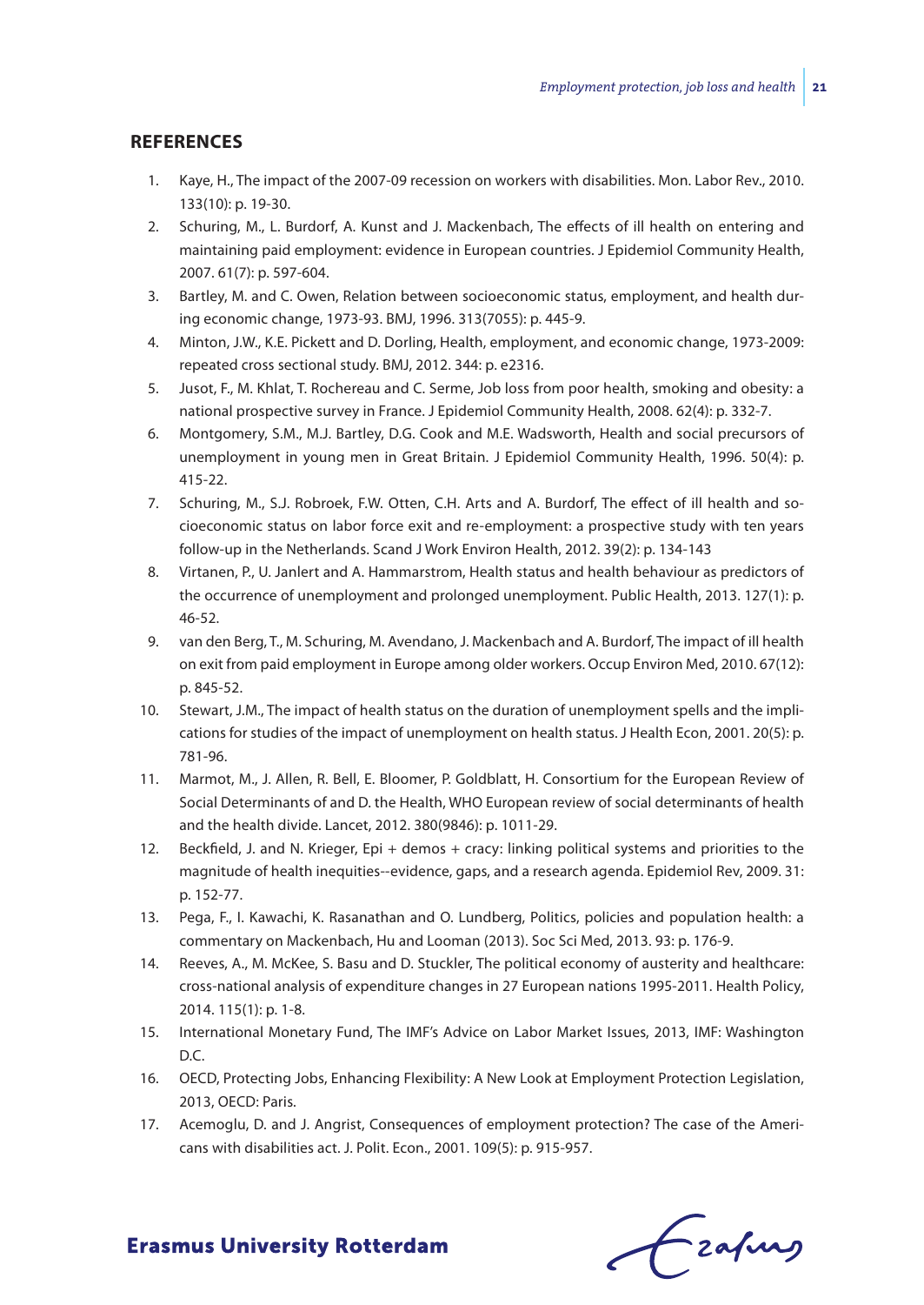## REFERENCES

1. Kaye, H., The impact of the 2007-09 recession on workers with disabilities. Mon. Labor Rev., 2010. 133(10): p. 19-30.
2. Schuring, M., L. Burdorf, A. Kunst and J. Mackenbach, The effects of ill health on entering and maintaining paid employment: evidence in European countries. J Epidemiol Community Health, 2007. 61(7): p. 597-604.
3. Bartley, M. and C. Owen, Relation between socioeconomic status, employment, and health during economic change, 1973-93. BMJ, 1996. 313(7055): p. 445-9.
4. Minton, J.W., K.E. Pickett and D. Dorling, Health, employment, and economic change, 1973-2009: repeated cross sectional study. BMJ, 2012. 344: p. e2316.
5. Jusot, F., M. Khlat, T. Rochereau and C. Serme, Job loss from poor health, smoking and obesity: a national prospective survey in France. J Epidemiol Community Health, 2008. 62(4): p. 332-7.
6. Montgomery, S.M., M.J. Bartley, D.G. Cook and M.E. Wadsworth, Health and social precursors of unemployment in young men in Great Britain. J Epidemiol Community Health, 1996. 50(4): p. 415-22.
7. Schuring, M., S.J. Robroek, F.W. Otten, C.H. Arts and A. Burdorf, The effect of ill health and socioeconomic status on labor force exit and re-employment: a prospective study with ten years follow-up in the Netherlands. Scand J Work Environ Health, 2012. 39(2): p. 134-143
8. Virtanen, P., U. Janlert and A. Hammarstrom, Health status and health behaviour as predictors of the occurrence of unemployment and prolonged unemployment. Public Health, 2013. 127(1): p. 46-52.
9. van den Berg, T., M. Schuring, M. Avendano, J. Mackenbach and A. Burdorf, The impact of ill health on exit from paid employment in Europe among older workers. Occup Environ Med, 2010. 67(12): p. 845-52.
10. Stewart, J.M., The impact of health status on the duration of unemployment spells and the implications for studies of the impact of unemployment on health status. J Health Econ, 2001. 20(5): p. 781-96.
11. Marmot, M., J. Allen, R. Bell, E. Bloomer, P. Goldblatt, H. Consortium for the European Review of Social Determinants of and D. the Health, WHO European review of social determinants of health and the health divide. Lancet, 2012. 380(9846): p. 1011-29.
12. Beckfield, J. and N. Krieger, Epi + demos + cracy: linking political systems and priorities to the magnitude of health inequities--evidence, gaps, and a research agenda. Epidemiol Rev, 2009. 31: p. 152-77.
13. Pega, F., I. Kawachi, K. Rasanathan and O. Lundberg, Politics, policies and population health: a commentary on Mackenbach, Hu and Looman (2013). Soc Sci Med, 2013. 93: p. 176-9.
14. Reeves, A., M. McKee, S. Basu and D. Stuckler, The political economy of austerity and healthcare: cross-national analysis of expenditure changes in 27 European nations 1995-2011. Health Policy, 2014. 115(1): p. 1-8.
15. International Monetary Fund, The IMF's Advice on Labor Market Issues, 2013, IMF: Washington D.C.
16. OECD, Protecting Jobs, Enhancing Flexibility: A New Look at Employment Protection Legislation, 2013, OECD: Paris.
17. Acemoglu, D. and J. Angrist, Consequences of employment protection? The case of the Americans with disabilities act. J. Polit. Econ., 2001. 109(5): p. 915-957.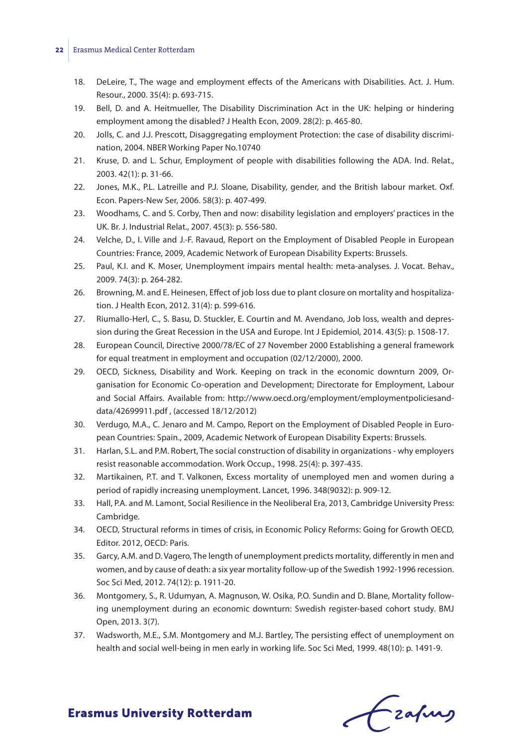18. DeLeire, T., The wage and employment effects of the Americans with Disabilities. Act. J. Hum. Resour., 2000. 35(4): p. 693-715.
19. Bell, D. and A. Heitmueller, The Disability Discrimination Act in the UK: helping or hindering employment among the disabled? J Health Econ, 2009. 28(2): p. 465-80.
20. Jolls, C. and J.J. Prescott, Disaggregating employment Protection: the case of disability discrimination, 2004. NBER Working Paper No.10740
21. Kruse, D. and L. Schur, Employment of people with disabilities following the ADA. Ind. Relat., 2003. 42(1): p. 31-66.
22. Jones, M.K., P.L. Latreille and P.J. Sloane, Disability, gender, and the British labour market. Oxf. Econ. Papers-New Ser, 2006. 58(3): p. 407-499.
23. Woodhams, C. and S. Corby, Then and now: disability legislation and employers' practices in the UK. Br. J. Industrial Relat., 2007. 45(3): p. 556-580.
24. Velche, D., I. Ville and J.-F. Ravaud, Report on the Employment of Disabled People in European Countries: France, 2009, Academic Network of European Disability Experts: Brussels.
25. Paul, K.I. and K. Moser, Unemployment impairs mental health: meta-analyses. J. Vocat. Behav., 2009. 74(3): p. 264-282.
26. Browning, M. and E. Heinesen, Effect of job loss due to plant closure on mortality and hospitalization. J Health Econ, 2012. 31(4): p. 599-616.
27. Riumallo-Herl, C., S. Basu, D. Stuckler, E. Courtin and M. Avendano, Job loss, wealth and depression during the Great Recession in the USA and Europe. Int J Epidemiol, 2014. 43(5): p. 1508-17.
28. European Council, Directive 2000/78/EC of 27 November 2000 Establishing a general framework for equal treatment in employment and occupation (02/12/2000), 2000.
29. OECD, Sickness, Disability and Work. Keeping on track in the economic downturn 2009, Organisation for Economic Co-operation and Development; Directorate for Employment, Labour and Social Affairs. Available from: http://www.oecd.org/employment/employmentpoliciesanddata/42699911.pdf , (accessed 18/12/2012)
30. Verdugo, M.A., C. Jenaro and M. Campo, Report on the Employment of Disabled People in European Countries: Spain., 2009, Academic Network of European Disability Experts: Brussels.
31. Harlan, S.L. and P.M. Robert, The social construction of disability in organizations - why employers resist reasonable accommodation. Work Occup., 1998. 25(4): p. 397-435.
32. Martikainen, P.T. and T. Valkonen, Excess mortality of unemployed men and women during a period of rapidly increasing unemployment. Lancet, 1996. 348(9032): p. 909-12.
33. Hall, P.A. and M. Lamont, Social Resilience in the Neoliberal Era, 2013, Cambridge University Press: Cambridge.
34. OECD, Structural reforms in times of crisis, in Economic Policy Reforms: Going for Growth OECD, Editor. 2012, OECD: Paris.
35. Garcy, A.M. and D. Vagero, The length of unemployment predicts mortality, differently in men and women, and by cause of death: a six year mortality follow-up of the Swedish 1992-1996 recession. Soc Sci Med, 2012. 74(12): p. 1911-20.
36. Montgomery, S., R. Udumyan, A. Magnuson, W. Osika, P.O. Sundin and D. Blane, Mortality following unemployment during an economic downturn: Swedish register-based cohort study. BMJ Open, 2013. 3(7).
37. Wadsworth, M.E., S.M. Montgomery and M.J. Bartley, The persisting effect of unemployment on health and social well-being in men early in working life. Soc Sci Med, 1999. 48(10): p. 1491-9.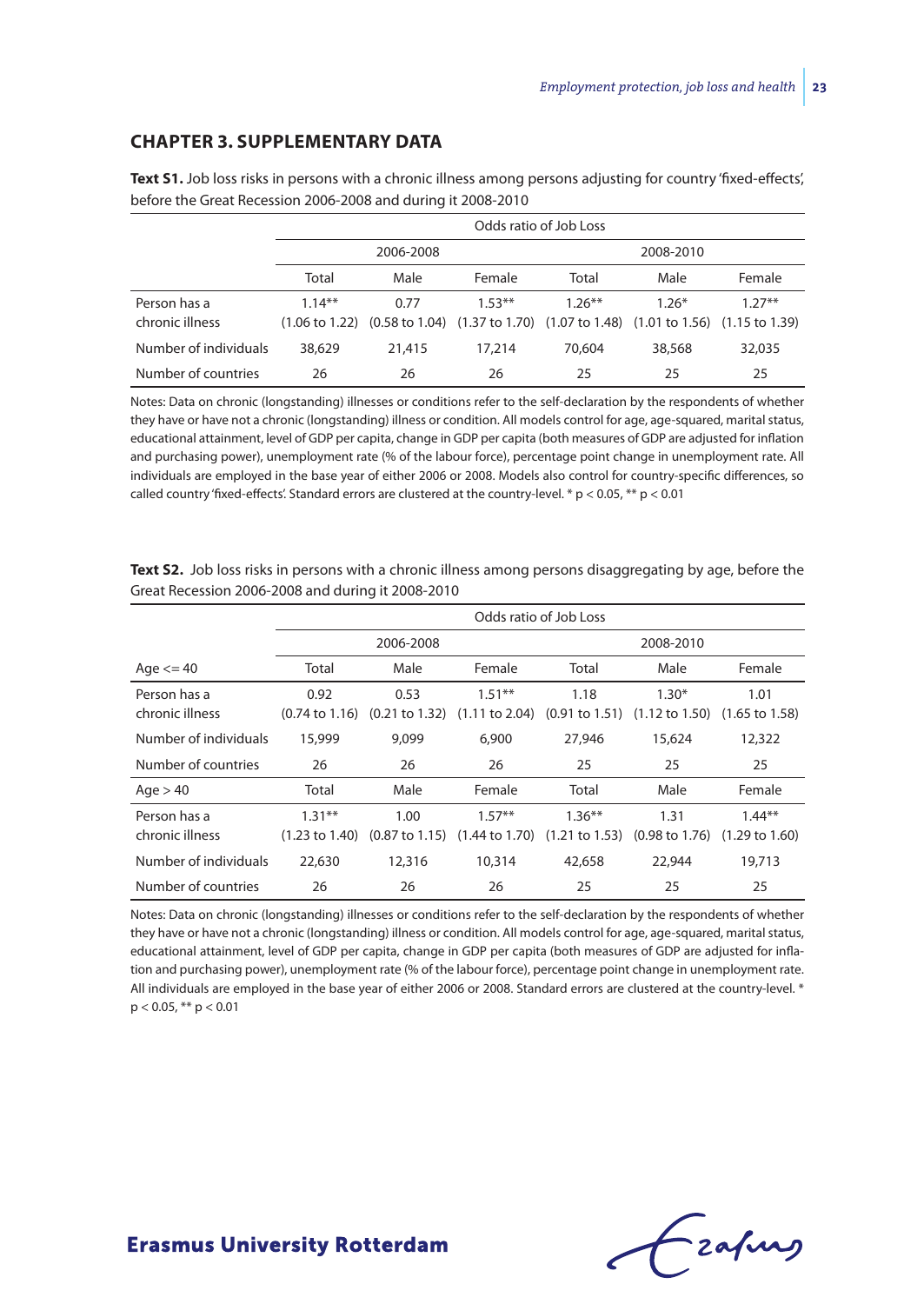## CHAPTER 3. SUPPLEMENTARY DATA

**Text S1.** Job loss risks in persons with a chronic illness among persons adjusting for country 'fixed-effects', before the Great Recession 2006-2008 and during it 2008-2010

| | Odds ratio of Job Loss | | | | | |
|---|---|---|---|---|---|---|
| | 2006-2008 | | | 2008-2010 | | |
| | Total | Male | Female | Total | Male | Female |
| Person has a chronic illness | 1.14** (1.06 to 1.22) | 0.77 (0.58 to 1.04) | 1.53** (1.37 to 1.70) | 1.26** (1.07 to 1.48) | 1.26* (1.01 to 1.56) | 1.27** (1.15 to 1.39) |
| Number of individuals | 38,629 | 21,415 | 17,214 | 70,604 | 38,568 | 32,035 |
| Number of countries | 26 | 26 | 26 | 25 | 25 | 25 |

Notes: Data on chronic (longstanding) illnesses or conditions refer to the self-declaration by the respondents of whether they have or have not a chronic (longstanding) illness or condition. All models control for age, age-squared, marital status, educational attainment, level of GDP per capita, change in GDP per capita (both measures of GDP are adjusted for inflation and purchasing power), unemployment rate (% of the labour force), percentage point change in unemployment rate. All individuals are employed in the base year of either 2006 or 2008. Models also control for country-specific differences, so called country 'fixed-effects'. Standard errors are clustered at the country-level. * $p < 0.05$, ** $p < 0.01$

**Text S2.** Job loss risks in persons with a chronic illness among persons disaggregating by age, before the Great Recession 2006-2008 and during it 2008-2010

| | Odds ratio of Job Loss | | | | | |
|---|---|---|---|---|---|---|
| | 2006-2008 | | | 2008-2010 | | |
| Age <= 40 | Total | Male | Female | Total | Male | Female |
| Person has a chronic illness | 0.92 (0.74 to 1.16) | 0.53 (0.21 to 1.32) | 1.51** (1.11 to 2.04) | 1.18 (0.91 to 1.51) | 1.30* (1.12 to 1.50) | 1.01 (1.65 to 1.58) |
| Number of individuals | 15,999 | 9,099 | 6,900 | 27,946 | 15,624 | 12,322 |
| Number of countries | 26 | 26 | 26 | 25 | 25 | 25 |
| Age > 40 | Total | Male | Female | Total | Male | Female |
| Person has a chronic illness | 1.31** (1.23 to 1.40) | 1.00 (0.87 to 1.15) | 1.57** (1.44 to 1.70) | 1.36** (1.21 to 1.53) | 1.31 (0.98 to 1.76) | 1.44** (1.29 to 1.60) |
| Number of individuals | 22,630 | 12,316 | 10,314 | 42,658 | 22,944 | 19,713 |
| Number of countries | 26 | 26 | 26 | 25 | 25 | 25 |

Notes: Data on chronic (longstanding) illnesses or conditions refer to the self-declaration by the respondents of whether they have or have not a chronic (longstanding) illness or condition. All models control for age, age-squared, marital status, educational attainment, level of GDP per capita, change in GDP per capita (both measures of GDP are adjusted for inflation and purchasing power), unemployment rate (% of the labour force), percentage point change in unemployment rate. All individuals are employed in the base year of either 2006 or 2008. Standard errors are clustered at the country-level. * $p < 0.05$, ** $p < 0.01$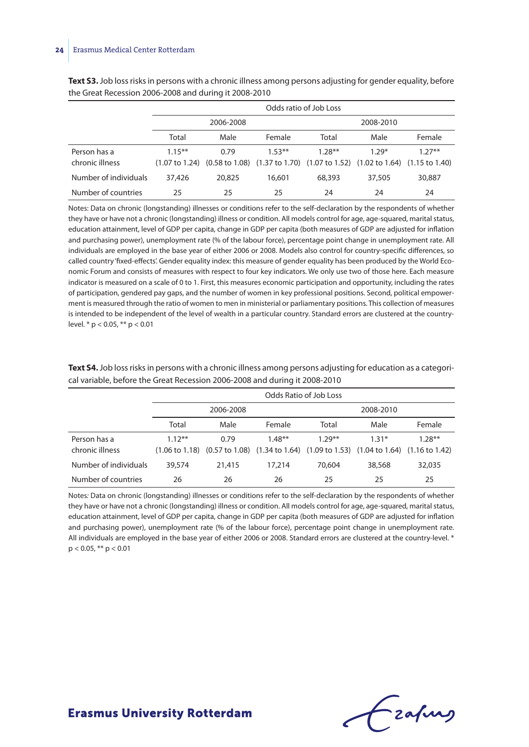**Text S3.** Job loss risks in persons with a chronic illness among persons adjusting for gender equality, before the Great Recession 2006-2008 and during it 2008-2010

| | Odds ratio of Job Loss | | | | | |
|---|---|---|---|---|---|---|
| | 2006-2008 | | | 2008-2010 | | |
| | Total | Male | Female | Total | Male | Female |
| Person has a chronic illness | 1.15** (1.07 to 1.24) | 0.79 (0.58 to 1.08) | 1.53** (1.37 to 1.70) | 1.28** (1.07 to 1.52) | 1.29* (1.02 to 1.64) | 1.27** (1.15 to 1.40) |
| Number of individuals | 37,426 | 20,825 | 16,601 | 68,393 | 37,505 | 30,887 |
| Number of countries | 25 | 25 | 25 | 24 | 24 | 24 |

Notes: Data on chronic (longstanding) illnesses or conditions refer to the self-declaration by the respondents of whether they have or have not a chronic (longstanding) illness or condition. All models control for age, age-squared, marital status, education attainment, level of GDP per capita, change in GDP per capita (both measures of GDP are adjusted for inflation and purchasing power), unemployment rate (% of the labour force), percentage point change in unemployment rate. All individuals are employed in the base year of either 2006 or 2008. Models also control for country-specific differences, so called country 'fixed-effects'. Gender equality index: this measure of gender equality has been produced by the World Economic Forum and consists of measures with respect to four key indicators. We only use two of those here. Each measure indicator is measured on a scale of 0 to 1. First, this measures economic participation and opportunity, including the rates of participation, gendered pay gaps, and the number of women in key professional positions. Second, political empowerment is measured through the ratio of women to men in ministerial or parliamentary positions. This collection of measures is intended to be independent of the level of wealth in a particular country. Standard errors are clustered at the country-level. * $p < 0.05$, ** $p < 0.01$

**Text S4.** Job loss risks in persons with a chronic illness among persons adjusting for education as a categorical variable, before the Great Recession 2006-2008 and during it 2008-2010

| | Odds Ratio of Job Loss | | | | | |
|---|---|---|---|---|---|---|
| | 2006-2008 | | | 2008-2010 | | |
| | Total | Male | Female | Total | Male | Female |
| Person has a chronic illness | 1.12** (1.06 to 1.18) | 0.79 (0.57 to 1.08) | 1.48** (1.34 to 1.64) | 1.29** (1.09 to 1.53) | 1.31* (1.04 to 1.64) | 1.28** (1.16 to 1.42) |
| Number of individuals | 39,574 | 21,415 | 17,214 | 70,604 | 38,568 | 32,035 |
| Number of countries | 26 | 26 | 26 | 25 | 25 | 25 |

Notes: Data on chronic (longstanding) illnesses or conditions refer to the self-declaration by the respondents of whether they have or have not a chronic (longstanding) illness or condition. All models control for age, age-squared, marital status, education attainment, level of GDP per capita, change in GDP per capita (both measures of GDP are adjusted for inflation and purchasing power), unemployment rate (% of the labour force), percentage point change in unemployment rate. All individuals are employed in the base year of either 2006 or 2008. Standard errors are clustered at the country-level. * $p < 0.05$, ** $p < 0.01$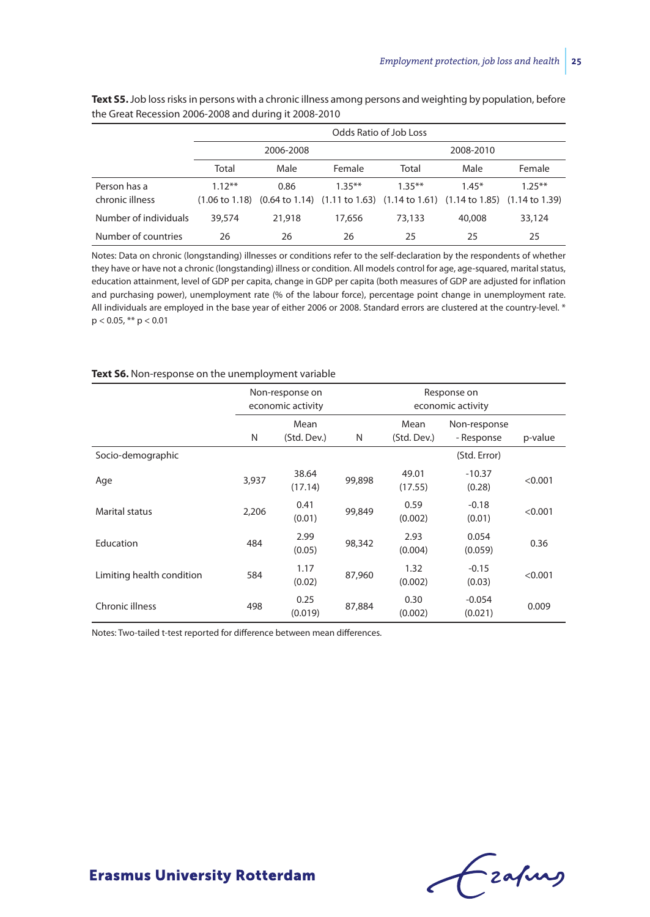**Text S5.** Job loss risks in persons with a chronic illness among persons and weighting by population, before the Great Recession 2006-2008 and during it 2008-2010

| | Odds Ratio of Job Loss | | | | | |
|---|---|---|---|---|---|---|
| | 2006-2008 | | | 2008-2010 | | |
| | Total | Male | Female | Total | Male | Female |
| Person has a chronic illness | 1.12** (1.06 to 1.18) | 0.86 (0.64 to 1.14) | 1.35** (1.11 to 1.63) | 1.35** (1.14 to 1.61) | 1.45* (1.14 to 1.85) | 1.25** (1.14 to 1.39) |
| Number of individuals | 39,574 | 21,918 | 17,656 | 73,133 | 40,008 | 33,124 |
| Number of countries | 26 | 26 | 26 | 25 | 25 | 25 |

Notes: Data on chronic (longstanding) illnesses or conditions refer to the self-declaration by the respondents of whether they have or have not a chronic (longstanding) illness or condition. All models control for age, age-squared, marital status, education attainment, level of GDP per capita, change in GDP per capita (both measures of GDP are adjusted for inflation and purchasing power), unemployment rate (% of the labour force), percentage point change in unemployment rate. All individuals are employed in the base year of either 2006 or 2008. Standard errors are clustered at the country-level. * $p < 0.05$, ** $p < 0.01$

**Text S6.** Non-response on the unemployment variable

| | Non-response on economic activity | | Response on economic activity | | | |
|---|---|---|---|---|---|---|
| | N | Mean (Std. Dev.) | N | Mean (Std. Dev.) | Non-response - Response | p-value |
| Socio-demographic | | | | | (Std. Error) | |
| Age | 3,937 | 38.64 (17.14) | 99,898 | 49.01 (17.55) | -10.37 (0.28) | <0.001 |
| Marital status | 2,206 | 0.41 (0.01) | 99,849 | 0.59 (0.002) | -0.18 (0.01) | <0.001 |
| Education | 484 | 2.99 (0.05) | 98,342 | 2.93 (0.004) | 0.054 (0.059) | 0.36 |
| Limiting health condition | 584 | 1.17 (0.02) | 87,960 | 1.32 (0.002) | -0.15 (0.03) | <0.001 |
| Chronic illness | 498 | 0.25 (0.019) | 87,884 | 0.30 (0.002) | -0.054 (0.021) | 0.009 |

Notes: Two-tailed t-test reported for difference between mean differences.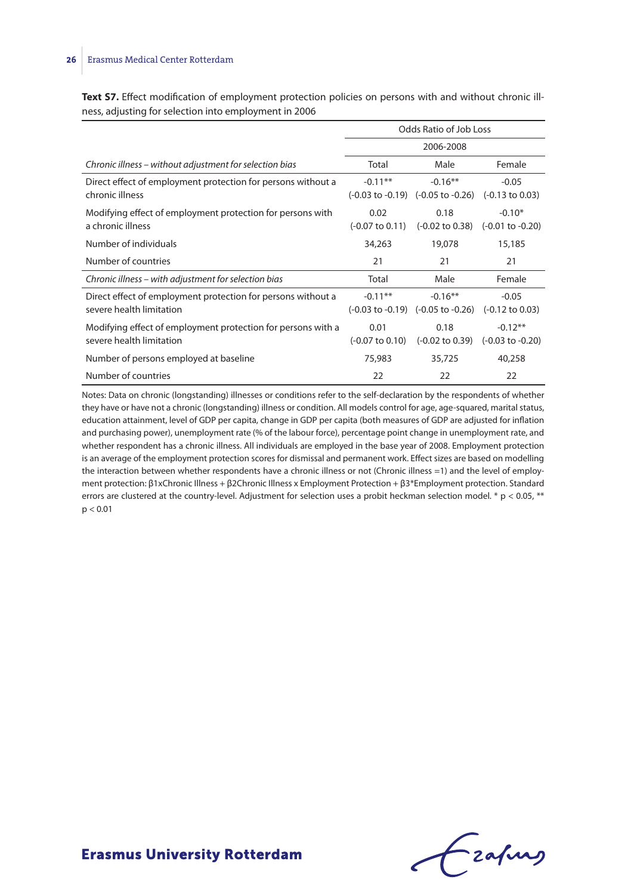**Text S7.** Effect modification of employment protection policies on persons with and without chronic illness, adjusting for selection into employment in 2006

| | Odds Ratio of Job Loss | | |
|---|---|---|---|
| | 2006-2008 | | |
| *Chronic illness – without adjustment for selection bias* | Total | Male | Female |
| Direct effect of employment protection for persons without a chronic illness | -0.11** (-0.03 to -0.19) | -0.16** (-0.05 to -0.26) | -0.05 (-0.13 to 0.03) |
| Modifying effect of employment protection for persons with a chronic illness | 0.02 (-0.07 to 0.11) | 0.18 (-0.02 to 0.38) | -0.10* (-0.01 to -0.20) |
| Number of individuals | 34,263 | 19,078 | 15,185 |
| Number of countries | 21 | 21 | 21 |
| *Chronic illness – with adjustment for selection bias* | Total | Male | Female |
| Direct effect of employment protection for persons without a severe health limitation | -0.11** (-0.03 to -0.19) | -0.16** (-0.05 to -0.26) | -0.05 (-0.12 to 0.03) |
| Modifying effect of employment protection for persons with a severe health limitation | 0.01 (-0.07 to 0.10) | 0.18 (-0.02 to 0.39) | -0.12** (-0.03 to -0.20) |
| Number of persons employed at baseline | 75,983 | 35,725 | 40,258 |
| Number of countries | 22 | 22 | 22 |

Notes: Data on chronic (longstanding) illnesses or conditions refer to the self-declaration by the respondents of whether they have or have not a chronic (longstanding) illness or condition. All models control for age, age-squared, marital status, education attainment, level of GDP per capita, change in GDP per capita (both measures of GDP are adjusted for inflation and purchasing power), unemployment rate (% of the labour force), percentage point change in unemployment rate, and whether respondent has a chronic illness. All individuals are employed in the base year of 2008. Employment protection is an average of the employment protection scores for dismissal and permanent work. Effect sizes are based on modelling the interaction between whether respondents have a chronic illness or not (Chronic illness =1) and the level of employment protection: β1xChronic Illness + β2Chronic Illness x Employment Protection + β3*Employment protection. Standard errors are clustered at the country-level. Adjustment for selection uses a probit heckman selection model. * $p < 0.05$, ** $p < 0.01$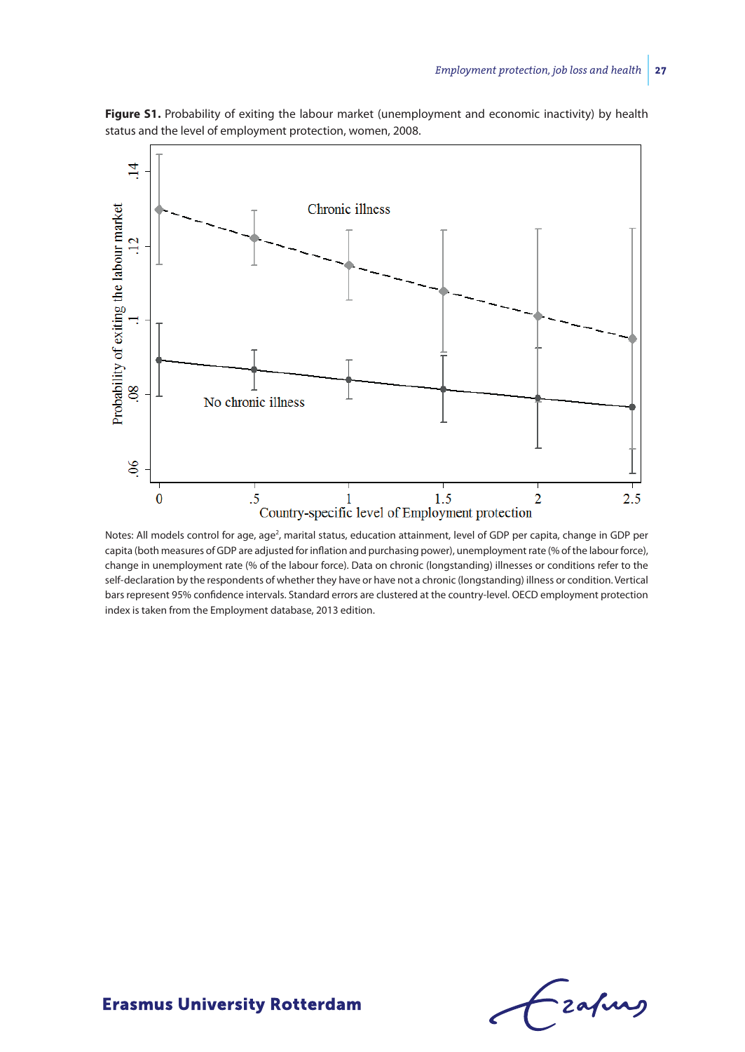**Figure S1.** Probability of exiting the labour market (unemployment and economic inactivity) by health status and the level of employment protection, women, 2008.

Probability of exiting the labour market

.06
.08
.1
.12
.14

Chronic illness

No chronic illness

0
.5
1
1.5
2
2.5

Country-specific level of Employment protection

Notes: All models control for age, age[2], marital status, education attainment, level of GDP per capita, change in GDP per capita (both measures of GDP are adjusted for inflation and purchasing power), unemployment rate (% of the labour force), change in unemployment rate (% of the labour force). Data on chronic (longstanding) illnesses or conditions refer to the self-declaration by the respondents of whether they have or have not a chronic (longstanding) illness or condition. Vertical bars represent 95% confidence intervals. Standard errors are clustered at the country-level. OECD employment protection index is taken from the Employment database, 2013 edition.